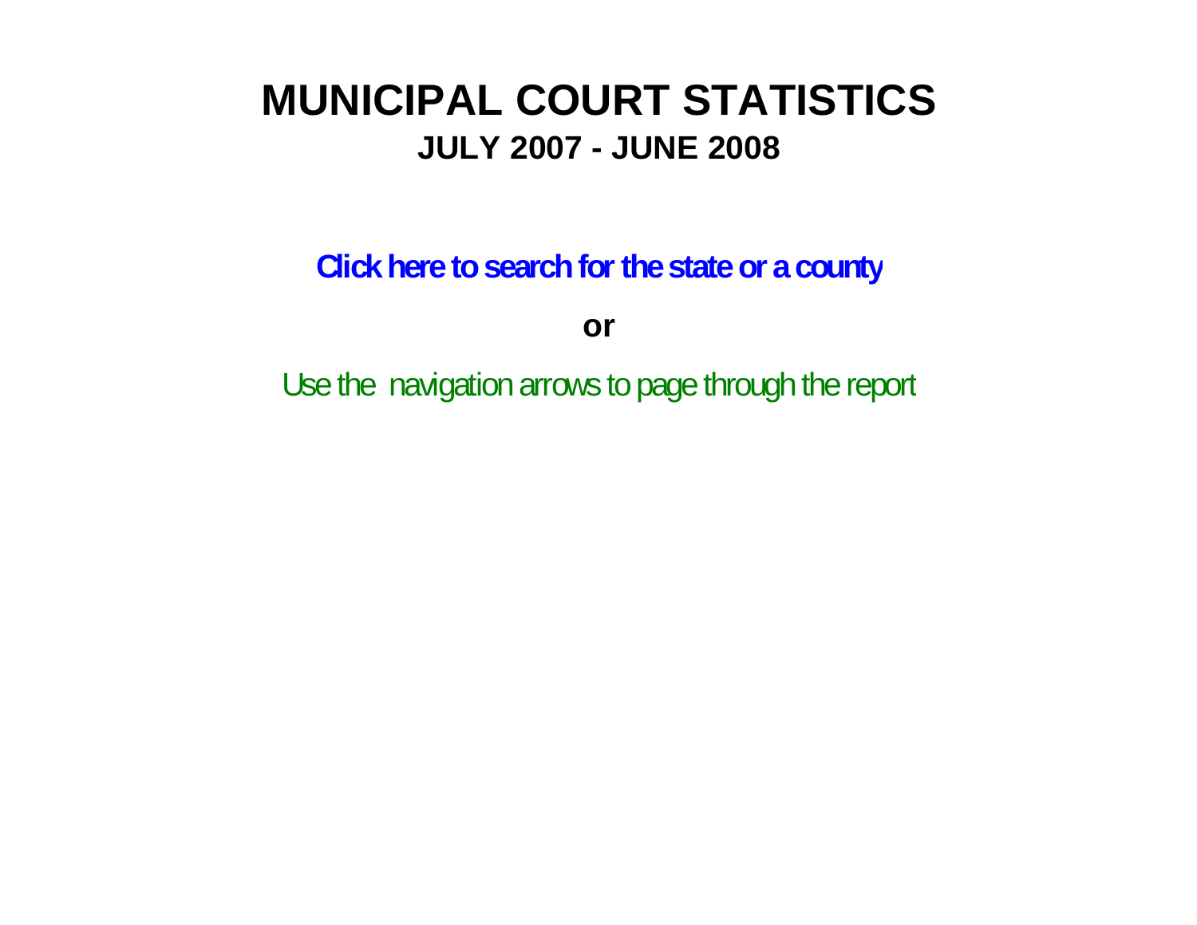# MUNICIPAL COURT STATISTICS

## JULY 2007 - JUNE 2008

**Click here to search for the state or a county**

**or**

Use the navigation arrows to page through the report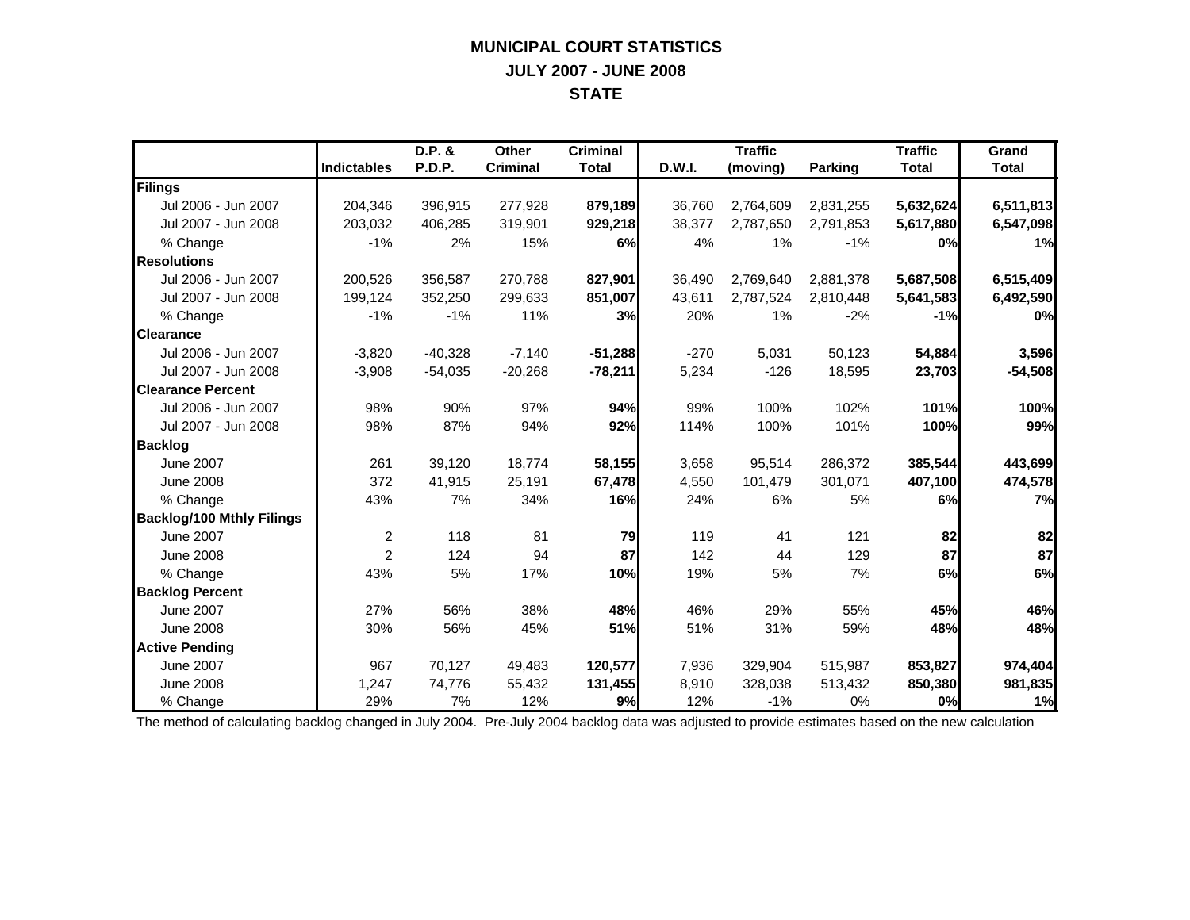# MUNICIPAL COURT STATISTICS
## JULY 2007 - JUNE 2008
## STATE

| | Indictables | D.P. & P.D.P. | Other Criminal | Criminal Total | D.W.I. | Traffic (moving) | Parking | Traffic Total | Grand Total |
|---|---|---|---|---|---|---|---|---|---|
| **Filings** | | | | | | | | | |
| Jul 2006 - Jun 2007 | 204,346 | 396,915 | 277,928 | **879,189** | 36,760 | 2,764,609 | 2,831,255 | **5,632,624** | **6,511,813** |
| Jul 2007 - Jun 2008 | 203,032 | 406,285 | 319,901 | **929,218** | 38,377 | 2,787,650 | 2,791,853 | **5,617,880** | **6,547,098** |
| % Change | -1% | 2% | 15% | **6%** | 4% | 1% | -1% | **0%** | **1%** |
| **Resolutions** | | | | | | | | | |
| Jul 2006 - Jun 2007 | 200,526 | 356,587 | 270,788 | **827,901** | 36,490 | 2,769,640 | 2,881,378 | **5,687,508** | **6,515,409** |
| Jul 2007 - Jun 2008 | 199,124 | 352,250 | 299,633 | **851,007** | 43,611 | 2,787,524 | 2,810,448 | **5,641,583** | **6,492,590** |
| % Change | -1% | -1% | 11% | **3%** | 20% | 1% | -2% | **-1%** | **0%** |
| **Clearance** | | | | | | | | | |
| Jul 2006 - Jun 2007 | -3,820 | -40,328 | -7,140 | **-51,288** | -270 | 5,031 | 50,123 | **54,884** | **3,596** |
| Jul 2007 - Jun 2008 | -3,908 | -54,035 | -20,268 | **-78,211** | 5,234 | -126 | 18,595 | **23,703** | **-54,508** |
| **Clearance Percent** | | | | | | | | | |
| Jul 2006 - Jun 2007 | 98% | 90% | 97% | **94%** | 99% | 100% | 102% | **101%** | **100%** |
| Jul 2007 - Jun 2008 | 98% | 87% | 94% | **92%** | 114% | 100% | 101% | **100%** | **99%** |
| **Backlog** | | | | | | | | | |
| June 2007 | 261 | 39,120 | 18,774 | **58,155** | 3,658 | 95,514 | 286,372 | **385,544** | **443,699** |
| June 2008 | 372 | 41,915 | 25,191 | **67,478** | 4,550 | 101,479 | 301,071 | **407,100** | **474,578** |
| % Change | 43% | 7% | 34% | **16%** | 24% | 6% | 5% | **6%** | **7%** |
| **Backlog/100 Mthly Filings** | | | | | | | | | |
| June 2007 | 2 | 118 | 81 | **79** | 119 | 41 | 121 | **82** | **82** |
| June 2008 | 2 | 124 | 94 | **87** | 142 | 44 | 129 | **87** | **87** |
| % Change | 43% | 5% | 17% | **10%** | 19% | 5% | 7% | **6%** | **6%** |
| **Backlog Percent** | | | | | | | | | |
| June 2007 | 27% | 56% | 38% | **48%** | 46% | 29% | 55% | **45%** | **46%** |
| June 2008 | 30% | 56% | 45% | **51%** | 51% | 31% | 59% | **48%** | **48%** |
| **Active Pending** | | | | | | | | | |
| June 2007 | 967 | 70,127 | 49,483 | **120,577** | 7,936 | 329,904 | 515,987 | **853,827** | **974,404** |
| June 2008 | 1,247 | 74,776 | 55,432 | **131,455** | 8,910 | 328,038 | 513,432 | **850,380** | **981,835** |
| % Change | 29% | 7% | 12% | **9%** | 12% | -1% | 0% | **0%** | **1%** |

The method of calculating backlog changed in July 2004. Pre-July 2004 backlog data was adjusted to provide estimates based on the new calculation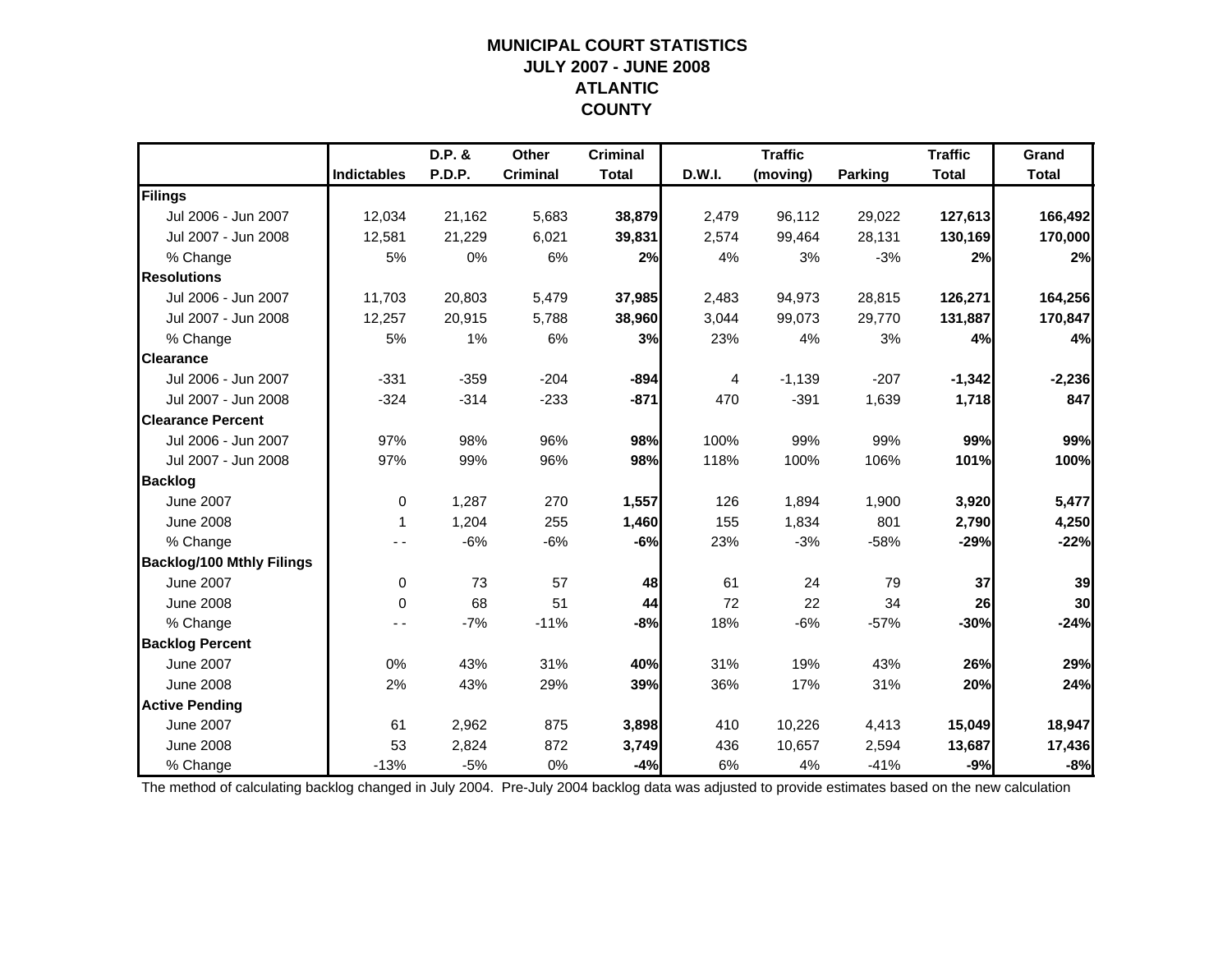# MUNICIPAL COURT STATISTICS
## JULY 2007 - JUNE 2008
## ATLANTIC COUNTY

| | Indictables | D.P. & P.D.P. | Other Criminal | Criminal Total | D.W.I. | Traffic (moving) | Parking | Traffic Total | Grand Total |
|---|---|---|---|---|---|---|---|---|---|
| **Filings** | | | | | | | | | |
| Jul 2006 - Jun 2007 | 12,034 | 21,162 | 5,683 | **38,879** | 2,479 | 96,112 | 29,022 | **127,613** | **166,492** |
| Jul 2007 - Jun 2008 | 12,581 | 21,229 | 6,021 | **39,831** | 2,574 | 99,464 | 28,131 | **130,169** | **170,000** |
| % Change | 5% | 0% | 6% | **2%** | 4% | 3% | -3% | **2%** | **2%** |
| **Resolutions** | | | | | | | | | |
| Jul 2006 - Jun 2007 | 11,703 | 20,803 | 5,479 | **37,985** | 2,483 | 94,973 | 28,815 | **126,271** | **164,256** |
| Jul 2007 - Jun 2008 | 12,257 | 20,915 | 5,788 | **38,960** | 3,044 | 99,073 | 29,770 | **131,887** | **170,847** |
| % Change | 5% | 1% | 6% | **3%** | 23% | 4% | 3% | **4%** | **4%** |
| **Clearance** | | | | | | | | | |
| Jul 2006 - Jun 2007 | -331 | -359 | -204 | **-894** | 4 | -1,139 | -207 | **-1,342** | **-2,236** |
| Jul 2007 - Jun 2008 | -324 | -314 | -233 | **-871** | 470 | -391 | 1,639 | **1,718** | **847** |
| **Clearance Percent** | | | | | | | | | |
| Jul 2006 - Jun 2007 | 97% | 98% | 96% | **98%** | 100% | 99% | 99% | **99%** | **99%** |
| Jul 2007 - Jun 2008 | 97% | 99% | 96% | **98%** | 118% | 100% | 106% | **101%** | **100%** |
| **Backlog** | | | | | | | | | |
| June 2007 | 0 | 1,287 | 270 | **1,557** | 126 | 1,894 | 1,900 | **3,920** | **5,477** |
| June 2008 | 1 | 1,204 | 255 | **1,460** | 155 | 1,834 | 801 | **2,790** | **4,250** |
| % Change | - - | -6% | -6% | **-6%** | 23% | -3% | -58% | **-29%** | **-22%** |
| **Backlog/100 Mthly Filings** | | | | | | | | | |
| June 2007 | 0 | 73 | 57 | **48** | 61 | 24 | 79 | **37** | **39** |
| June 2008 | 0 | 68 | 51 | **44** | 72 | 22 | 34 | **26** | **30** |
| % Change | - - | -7% | -11% | **-8%** | 18% | -6% | -57% | **-30%** | **-24%** |
| **Backlog Percent** | | | | | | | | | |
| June 2007 | 0% | 43% | 31% | **40%** | 31% | 19% | 43% | **26%** | **29%** |
| June 2008 | 2% | 43% | 29% | **39%** | 36% | 17% | 31% | **20%** | **24%** |
| **Active Pending** | | | | | | | | | |
| June 2007 | 61 | 2,962 | 875 | **3,898** | 410 | 10,226 | 4,413 | **15,049** | **18,947** |
| June 2008 | 53 | 2,824 | 872 | **3,749** | 436 | 10,657 | 2,594 | **13,687** | **17,436** |
| % Change | -13% | -5% | 0% | **-4%** | 6% | 4% | -41% | **-9%** | **-8%** |

The method of calculating backlog changed in July 2004. Pre-July 2004 backlog data was adjusted to provide estimates based on the new calculation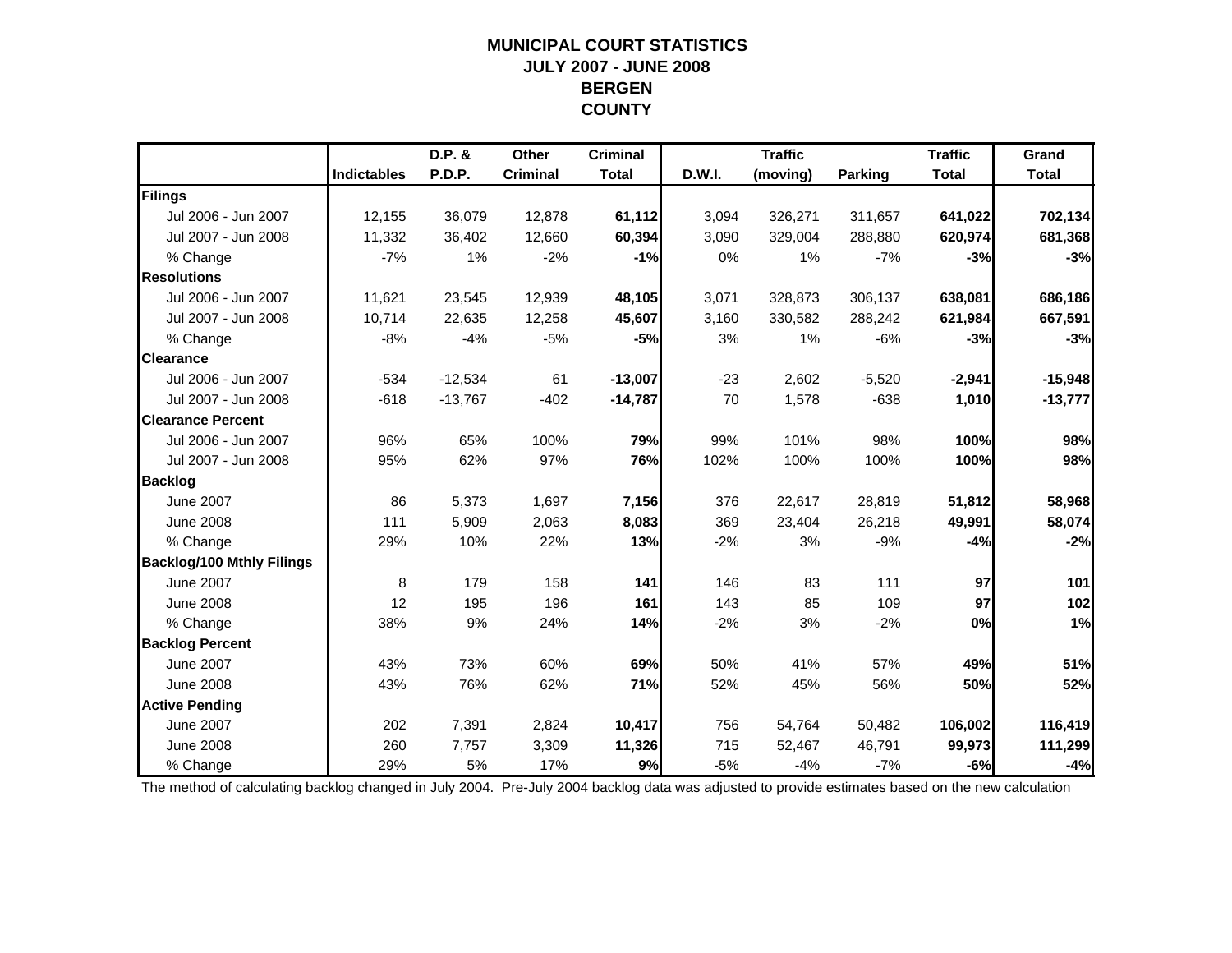# MUNICIPAL COURT STATISTICS
## JULY 2007 - JUNE 2008
## BERGEN
## COUNTY

| | Indictables | D.P. & P.D.P. | Other Criminal | Criminal Total | D.W.I. | Traffic (moving) | Parking | Traffic Total | Grand Total |
|---|---|---|---|---|---|---|---|---|---|
| **Filings** | | | | | | | | | |
| Jul 2006 - Jun 2007 | 12,155 | 36,079 | 12,878 | **61,112** | 3,094 | 326,271 | 311,657 | **641,022** | **702,134** |
| Jul 2007 - Jun 2008 | 11,332 | 36,402 | 12,660 | **60,394** | 3,090 | 329,004 | 288,880 | **620,974** | **681,368** |
| % Change | -7% | 1% | -2% | **-1%** | 0% | 1% | -7% | **-3%** | **-3%** |
| **Resolutions** | | | | | | | | | |
| Jul 2006 - Jun 2007 | 11,621 | 23,545 | 12,939 | **48,105** | 3,071 | 328,873 | 306,137 | **638,081** | **686,186** |
| Jul 2007 - Jun 2008 | 10,714 | 22,635 | 12,258 | **45,607** | 3,160 | 330,582 | 288,242 | **621,984** | **667,591** |
| % Change | -8% | -4% | -5% | **-5%** | 3% | 1% | -6% | **-3%** | **-3%** |
| **Clearance** | | | | | | | | | |
| Jul 2006 - Jun 2007 | -534 | -12,534 | 61 | **-13,007** | -23 | 2,602 | -5,520 | **-2,941** | **-15,948** |
| Jul 2007 - Jun 2008 | -618 | -13,767 | -402 | **-14,787** | 70 | 1,578 | -638 | **1,010** | **-13,777** |
| **Clearance Percent** | | | | | | | | | |
| Jul 2006 - Jun 2007 | 96% | 65% | 100% | **79%** | 99% | 101% | 98% | **100%** | **98%** |
| Jul 2007 - Jun 2008 | 95% | 62% | 97% | **76%** | 102% | 100% | 100% | **100%** | **98%** |
| **Backlog** | | | | | | | | | |
| June 2007 | 86 | 5,373 | 1,697 | **7,156** | 376 | 22,617 | 28,819 | **51,812** | **58,968** |
| June 2008 | 111 | 5,909 | 2,063 | **8,083** | 369 | 23,404 | 26,218 | **49,991** | **58,074** |
| % Change | 29% | 10% | 22% | **13%** | -2% | 3% | -9% | **-4%** | **-2%** |
| **Backlog/100 Mthly Filings** | | | | | | | | | |
| June 2007 | 8 | 179 | 158 | **141** | 146 | 83 | 111 | **97** | **101** |
| June 2008 | 12 | 195 | 196 | **161** | 143 | 85 | 109 | **97** | **102** |
| % Change | 38% | 9% | 24% | **14%** | -2% | 3% | -2% | **0%** | **1%** |
| **Backlog Percent** | | | | | | | | | |
| June 2007 | 43% | 73% | 60% | **69%** | 50% | 41% | 57% | **49%** | **51%** |
| June 2008 | 43% | 76% | 62% | **71%** | 52% | 45% | 56% | **50%** | **52%** |
| **Active Pending** | | | | | | | | | |
| June 2007 | 202 | 7,391 | 2,824 | **10,417** | 756 | 54,764 | 50,482 | **106,002** | **116,419** |
| June 2008 | 260 | 7,757 | 3,309 | **11,326** | 715 | 52,467 | 46,791 | **99,973** | **111,299** |
| % Change | 29% | 5% | 17% | **9%** | -5% | -4% | -7% | **-6%** | **-4%** |

The method of calculating backlog changed in July 2004. Pre-July 2004 backlog data was adjusted to provide estimates based on the new calculation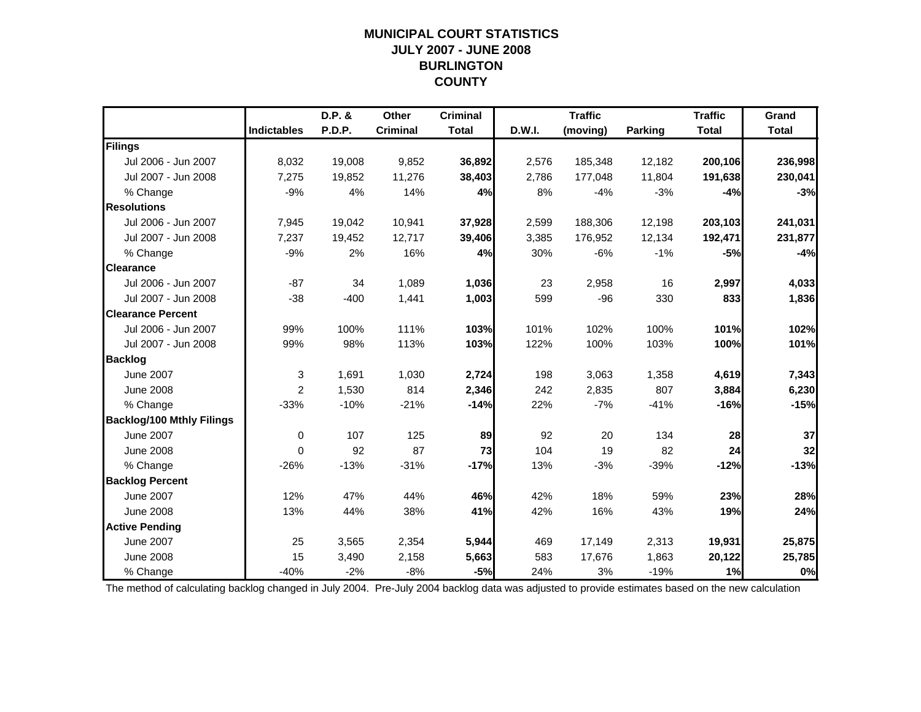# MUNICIPAL COURT STATISTICS
## JULY 2007 - JUNE 2008
## BURLINGTON COUNTY

| | Indictables | D.P. & P.D.P. | Other Criminal | Criminal Total | D.W.I. | Traffic (moving) | Parking | Traffic Total | Grand Total |
|---|---|---|---|---|---|---|---|---|---|
| **Filings** | | | | | | | | | |
| Jul 2006 - Jun 2007 | 8,032 | 19,008 | 9,852 | **36,892** | 2,576 | 185,348 | 12,182 | **200,106** | **236,998** |
| Jul 2007 - Jun 2008 | 7,275 | 19,852 | 11,276 | **38,403** | 2,786 | 177,048 | 11,804 | **191,638** | **230,041** |
| % Change | -9% | 4% | 14% | **4%** | 8% | -4% | -3% | **-4%** | **-3%** |
| **Resolutions** | | | | | | | | | |
| Jul 2006 - Jun 2007 | 7,945 | 19,042 | 10,941 | **37,928** | 2,599 | 188,306 | 12,198 | **203,103** | **241,031** |
| Jul 2007 - Jun 2008 | 7,237 | 19,452 | 12,717 | **39,406** | 3,385 | 176,952 | 12,134 | **192,471** | **231,877** |
| % Change | -9% | 2% | 16% | **4%** | 30% | -6% | -1% | **-5%** | **-4%** |
| **Clearance** | | | | | | | | | |
| Jul 2006 - Jun 2007 | -87 | 34 | 1,089 | **1,036** | 23 | 2,958 | 16 | **2,997** | **4,033** |
| Jul 2007 - Jun 2008 | -38 | -400 | 1,441 | **1,003** | 599 | -96 | 330 | **833** | **1,836** |
| **Clearance Percent** | | | | | | | | | |
| Jul 2006 - Jun 2007 | 99% | 100% | 111% | **103%** | 101% | 102% | 100% | **101%** | **102%** |
| Jul 2007 - Jun 2008 | 99% | 98% | 113% | **103%** | 122% | 100% | 103% | **100%** | **101%** |
| **Backlog** | | | | | | | | | |
| June 2007 | 3 | 1,691 | 1,030 | **2,724** | 198 | 3,063 | 1,358 | **4,619** | **7,343** |
| June 2008 | 2 | 1,530 | 814 | **2,346** | 242 | 2,835 | 807 | **3,884** | **6,230** |
| % Change | -33% | -10% | -21% | **-14%** | 22% | -7% | -41% | **-16%** | **-15%** |
| **Backlog/100 Mthly Filings** | | | | | | | | | |
| June 2007 | 0 | 107 | 125 | **89** | 92 | 20 | 134 | **28** | **37** |
| June 2008 | 0 | 92 | 87 | **73** | 104 | 19 | 82 | **24** | **32** |
| % Change | -26% | -13% | -31% | **-17%** | 13% | -3% | -39% | **-12%** | **-13%** |
| **Backlog Percent** | | | | | | | | | |
| June 2007 | 12% | 47% | 44% | **46%** | 42% | 18% | 59% | **23%** | **28%** |
| June 2008 | 13% | 44% | 38% | **41%** | 42% | 16% | 43% | **19%** | **24%** |
| **Active Pending** | | | | | | | | | |
| June 2007 | 25 | 3,565 | 2,354 | **5,944** | 469 | 17,149 | 2,313 | **19,931** | **25,875** |
| June 2008 | 15 | 3,490 | 2,158 | **5,663** | 583 | 17,676 | 1,863 | **20,122** | **25,785** |
| % Change | -40% | -2% | -8% | **-5%** | 24% | 3% | -19% | **1%** | **0%** |

The method of calculating backlog changed in July 2004. Pre-July 2004 backlog data was adjusted to provide estimates based on the new calculation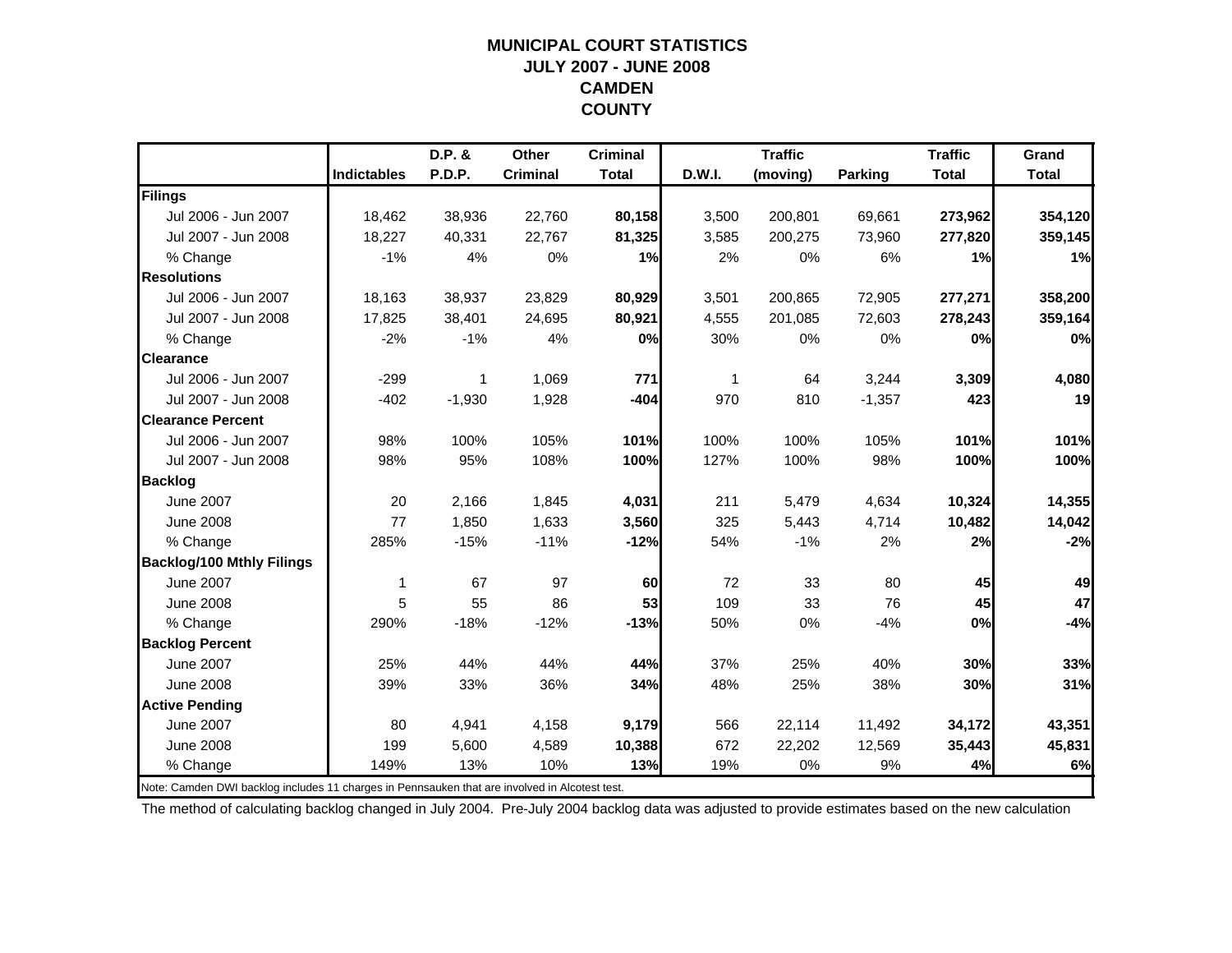# MUNICIPAL COURT STATISTICS
## JULY 2007 - JUNE 2008
## CAMDEN COUNTY

| | Indictables | D.P. & P.D.P. | Other Criminal | Criminal Total | D.W.I. | Traffic (moving) | Parking | Traffic Total | Grand Total |
|---|---|---|---|---|---|---|---|---|---|
| **Filings** | | | | | | | | | |
| Jul 2006 - Jun 2007 | 18,462 | 38,936 | 22,760 | **80,158** | 3,500 | 200,801 | 69,661 | **273,962** | **354,120** |
| Jul 2007 - Jun 2008 | 18,227 | 40,331 | 22,767 | **81,325** | 3,585 | 200,275 | 73,960 | **277,820** | **359,145** |
| % Change | -1% | 4% | 0% | **1%** | 2% | 0% | 6% | **1%** | **1%** |
| **Resolutions** | | | | | | | | | |
| Jul 2006 - Jun 2007 | 18,163 | 38,937 | 23,829 | **80,929** | 3,501 | 200,865 | 72,905 | **277,271** | **358,200** |
| Jul 2007 - Jun 2008 | 17,825 | 38,401 | 24,695 | **80,921** | 4,555 | 201,085 | 72,603 | **278,243** | **359,164** |
| % Change | -2% | -1% | 4% | **0%** | 30% | 0% | 0% | **0%** | **0%** |
| **Clearance** | | | | | | | | | |
| Jul 2006 - Jun 2007 | -299 | 1 | 1,069 | **771** | 1 | 64 | 3,244 | **3,309** | **4,080** |
| Jul 2007 - Jun 2008 | -402 | -1,930 | 1,928 | **-404** | 970 | 810 | -1,357 | **423** | **19** |
| **Clearance Percent** | | | | | | | | | |
| Jul 2006 - Jun 2007 | 98% | 100% | 105% | **101%** | 100% | 100% | 105% | **101%** | **101%** |
| Jul 2007 - Jun 2008 | 98% | 95% | 108% | **100%** | 127% | 100% | 98% | **100%** | **100%** |
| **Backlog** | | | | | | | | | |
| June 2007 | 20 | 2,166 | 1,845 | **4,031** | 211 | 5,479 | 4,634 | **10,324** | **14,355** |
| June 2008 | 77 | 1,850 | 1,633 | **3,560** | 325 | 5,443 | 4,714 | **10,482** | **14,042** |
| % Change | 285% | -15% | -11% | **-12%** | 54% | -1% | 2% | **2%** | **-2%** |
| **Backlog/100 Mthly Filings** | | | | | | | | | |
| June 2007 | 1 | 67 | 97 | **60** | 72 | 33 | 80 | **45** | **49** |
| June 2008 | 5 | 55 | 86 | **53** | 109 | 33 | 76 | **45** | **47** |
| % Change | 290% | -18% | -12% | **-13%** | 50% | 0% | -4% | **0%** | **-4%** |
| **Backlog Percent** | | | | | | | | | |
| June 2007 | 25% | 44% | 44% | **44%** | 37% | 25% | 40% | **30%** | **33%** |
| June 2008 | 39% | 33% | 36% | **34%** | 48% | 25% | 38% | **30%** | **31%** |
| **Active Pending** | | | | | | | | | |
| June 2007 | 80 | 4,941 | 4,158 | **9,179** | 566 | 22,114 | 11,492 | **34,172** | **43,351** |
| June 2008 | 199 | 5,600 | 4,589 | **10,388** | 672 | 22,202 | 12,569 | **35,443** | **45,831** |
| % Change | 149% | 13% | 10% | **13%** | 19% | 0% | 9% | **4%** | **6%** |

Note: Camden DWI backlog includes 11 charges in Pennsauken that are involved in Alcotest test.

The method of calculating backlog changed in July 2004. Pre-July 2004 backlog data was adjusted to provide estimates based on the new calculation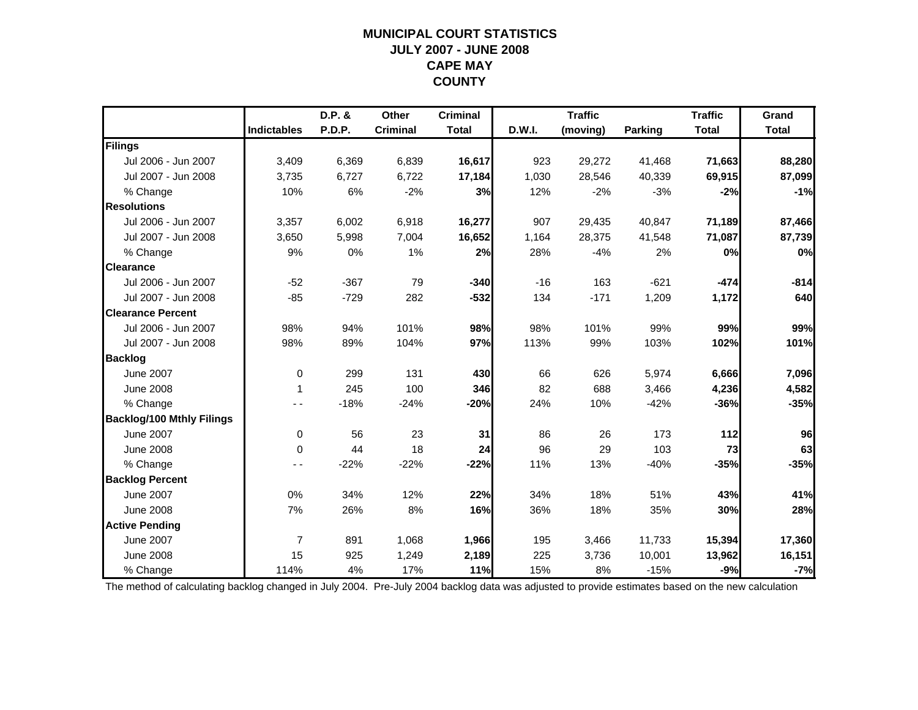# MUNICIPAL COURT STATISTICS
## JULY 2007 - JUNE 2008
## CAPE MAY COUNTY

| | Indictables | D.P. & P.D.P. | Other Criminal | Criminal Total | D.W.I. | Traffic (moving) | Parking | Traffic Total | Grand Total |
|---|---|---|---|---|---|---|---|---|---|
| **Filings** | | | | | | | | | |
| Jul 2006 - Jun 2007 | 3,409 | 6,369 | 6,839 | **16,617** | 923 | 29,272 | 41,468 | **71,663** | **88,280** |
| Jul 2007 - Jun 2008 | 3,735 | 6,727 | 6,722 | **17,184** | 1,030 | 28,546 | 40,339 | **69,915** | **87,099** |
| % Change | 10% | 6% | -2% | **3%** | 12% | -2% | -3% | **-2%** | **-1%** |
| **Resolutions** | | | | | | | | | |
| Jul 2006 - Jun 2007 | 3,357 | 6,002 | 6,918 | **16,277** | 907 | 29,435 | 40,847 | **71,189** | **87,466** |
| Jul 2007 - Jun 2008 | 3,650 | 5,998 | 7,004 | **16,652** | 1,164 | 28,375 | 41,548 | **71,087** | **87,739** |
| % Change | 9% | 0% | 1% | **2%** | 28% | -4% | 2% | **0%** | **0%** |
| **Clearance** | | | | | | | | | |
| Jul 2006 - Jun 2007 | -52 | -367 | 79 | **-340** | -16 | 163 | -621 | **-474** | **-814** |
| Jul 2007 - Jun 2008 | -85 | -729 | 282 | **-532** | 134 | -171 | 1,209 | **1,172** | **640** |
| **Clearance Percent** | | | | | | | | | |
| Jul 2006 - Jun 2007 | 98% | 94% | 101% | **98%** | 98% | 101% | 99% | **99%** | **99%** |
| Jul 2007 - Jun 2008 | 98% | 89% | 104% | **97%** | 113% | 99% | 103% | **102%** | **101%** |
| **Backlog** | | | | | | | | | |
| June 2007 | 0 | 299 | 131 | **430** | 66 | 626 | 5,974 | **6,666** | **7,096** |
| June 2008 | 1 | 245 | 100 | **346** | 82 | 688 | 3,466 | **4,236** | **4,582** |
| % Change | - - | -18% | -24% | **-20%** | 24% | 10% | -42% | **-36%** | **-35%** |
| **Backlog/100 Mthly Filings** | | | | | | | | | |
| June 2007 | 0 | 56 | 23 | **31** | 86 | 26 | 173 | **112** | **96** |
| June 2008 | 0 | 44 | 18 | **24** | 96 | 29 | 103 | **73** | **63** |
| % Change | - - | -22% | -22% | **-22%** | 11% | 13% | -40% | **-35%** | **-35%** |
| **Backlog Percent** | | | | | | | | | |
| June 2007 | 0% | 34% | 12% | **22%** | 34% | 18% | 51% | **43%** | **41%** |
| June 2008 | 7% | 26% | 8% | **16%** | 36% | 18% | 35% | **30%** | **28%** |
| **Active Pending** | | | | | | | | | |
| June 2007 | 7 | 891 | 1,068 | **1,966** | 195 | 3,466 | 11,733 | **15,394** | **17,360** |
| June 2008 | 15 | 925 | 1,249 | **2,189** | 225 | 3,736 | 10,001 | **13,962** | **16,151** |
| % Change | 114% | 4% | 17% | **11%** | 15% | 8% | -15% | **-9%** | **-7%** |

The method of calculating backlog changed in July 2004. Pre-July 2004 backlog data was adjusted to provide estimates based on the new calculation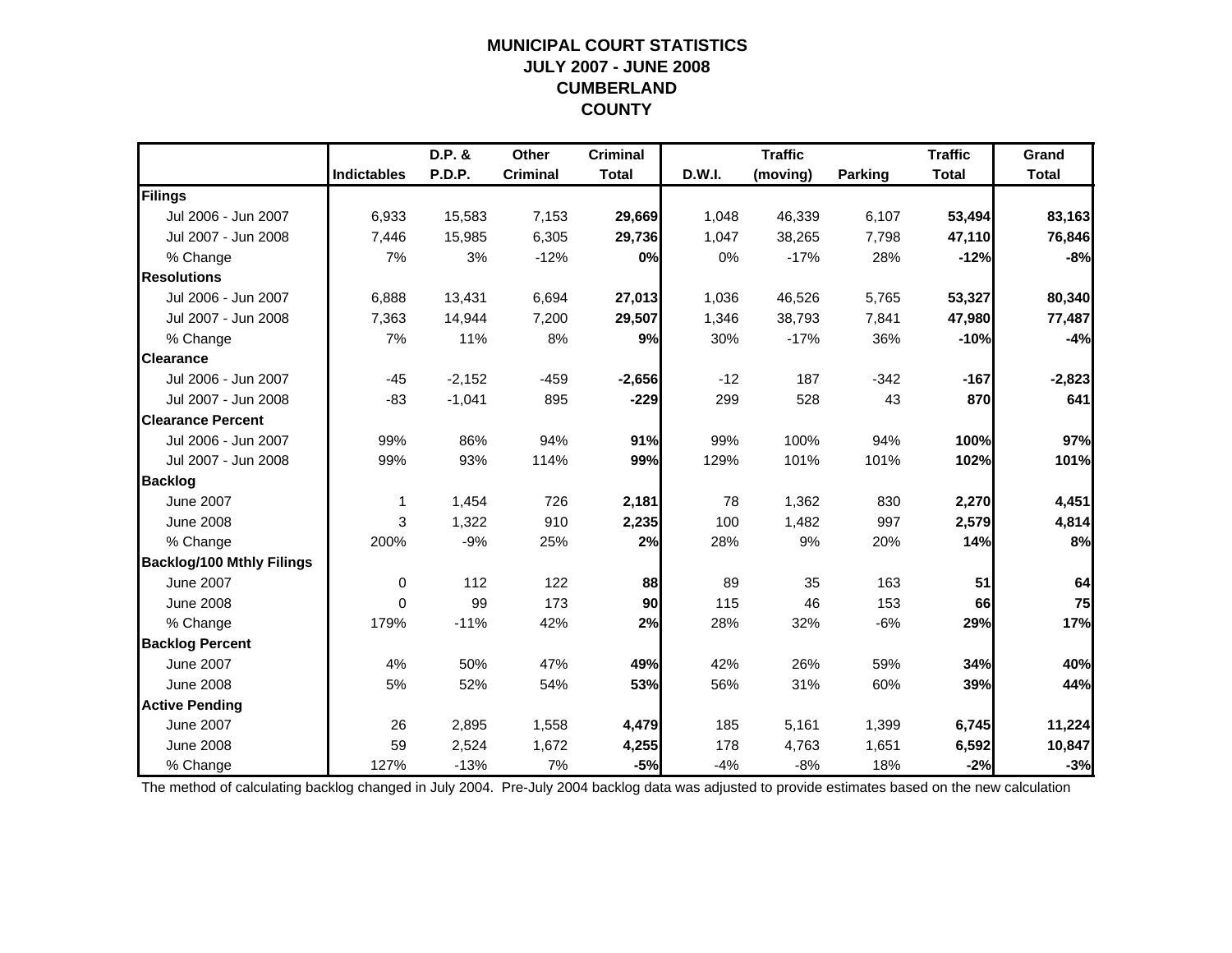# MUNICIPAL COURT STATISTICS
# JULY 2007 - JUNE 2008
# CUMBERLAND COUNTY

| | Indictables | D.P. & P.D.P. | Other Criminal | Criminal Total | D.W.I. | Traffic (moving) | Parking | Traffic Total | Grand Total |
|---|---|---|---|---|---|---|---|---|---|
| **Filings** | | | | | | | | | |
| Jul 2006 - Jun 2007 | 6,933 | 15,583 | 7,153 | **29,669** | 1,048 | 46,339 | 6,107 | **53,494** | **83,163** |
| Jul 2007 - Jun 2008 | 7,446 | 15,985 | 6,305 | **29,736** | 1,047 | 38,265 | 7,798 | **47,110** | **76,846** |
| % Change | 7% | 3% | -12% | **0%** | 0% | -17% | 28% | **-12%** | **-8%** |
| **Resolutions** | | | | | | | | | |
| Jul 2006 - Jun 2007 | 6,888 | 13,431 | 6,694 | **27,013** | 1,036 | 46,526 | 5,765 | **53,327** | **80,340** |
| Jul 2007 - Jun 2008 | 7,363 | 14,944 | 7,200 | **29,507** | 1,346 | 38,793 | 7,841 | **47,980** | **77,487** |
| % Change | 7% | 11% | 8% | **9%** | 30% | -17% | 36% | **-10%** | **-4%** |
| **Clearance** | | | | | | | | | |
| Jul 2006 - Jun 2007 | -45 | -2,152 | -459 | **-2,656** | -12 | 187 | -342 | **-167** | **-2,823** |
| Jul 2007 - Jun 2008 | -83 | -1,041 | 895 | **-229** | 299 | 528 | 43 | **870** | **641** |
| **Clearance Percent** | | | | | | | | | |
| Jul 2006 - Jun 2007 | 99% | 86% | 94% | **91%** | 99% | 100% | 94% | **100%** | **97%** |
| Jul 2007 - Jun 2008 | 99% | 93% | 114% | **99%** | 129% | 101% | 101% | **102%** | **101%** |
| **Backlog** | | | | | | | | | |
| June 2007 | 1 | 1,454 | 726 | **2,181** | 78 | 1,362 | 830 | **2,270** | **4,451** |
| June 2008 | 3 | 1,322 | 910 | **2,235** | 100 | 1,482 | 997 | **2,579** | **4,814** |
| % Change | 200% | -9% | 25% | **2%** | 28% | 9% | 20% | **14%** | **8%** |
| **Backlog/100 Mthly Filings** | | | | | | | | | |
| June 2007 | 0 | 112 | 122 | **88** | 89 | 35 | 163 | **51** | **64** |
| June 2008 | 0 | 99 | 173 | **90** | 115 | 46 | 153 | **66** | **75** |
| % Change | 179% | -11% | 42% | **2%** | 28% | 32% | -6% | **29%** | **17%** |
| **Backlog Percent** | | | | | | | | | |
| June 2007 | 4% | 50% | 47% | **49%** | 42% | 26% | 59% | **34%** | **40%** |
| June 2008 | 5% | 52% | 54% | **53%** | 56% | 31% | 60% | **39%** | **44%** |
| **Active Pending** | | | | | | | | | |
| June 2007 | 26 | 2,895 | 1,558 | **4,479** | 185 | 5,161 | 1,399 | **6,745** | **11,224** |
| June 2008 | 59 | 2,524 | 1,672 | **4,255** | 178 | 4,763 | 1,651 | **6,592** | **10,847** |
| % Change | 127% | -13% | 7% | **-5%** | -4% | -8% | 18% | **-2%** | **-3%** |

The method of calculating backlog changed in July 2004. Pre-July 2004 backlog data was adjusted to provide estimates based on the new calculation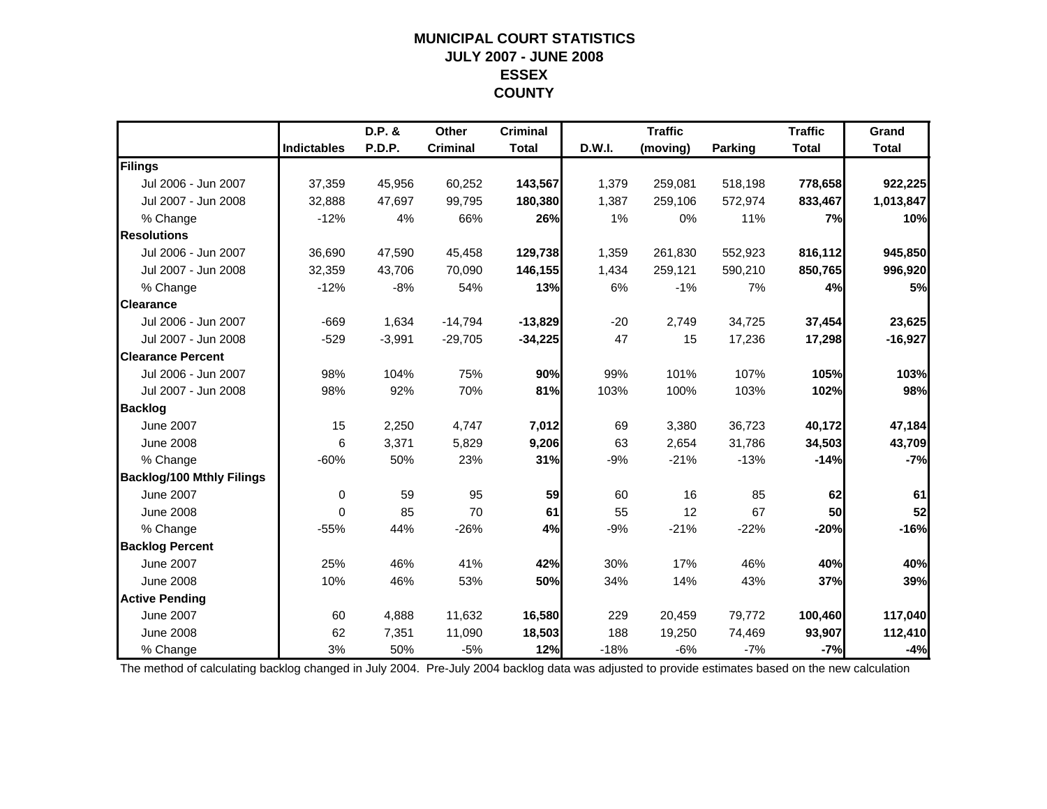# MUNICIPAL COURT STATISTICS
## JULY 2007 - JUNE 2008
## ESSEX COUNTY

| | Indictables | D.P. & P.D.P. | Other Criminal | Criminal Total | D.W.I. | Traffic (moving) | Parking | Traffic Total | Grand Total |
|---|---|---|---|---|---|---|---|---|---|
| **Filings** | | | | | | | | | |
| Jul 2006 - Jun 2007 | 37,359 | 45,956 | 60,252 | **143,567** | 1,379 | 259,081 | 518,198 | **778,658** | **922,225** |
| Jul 2007 - Jun 2008 | 32,888 | 47,697 | 99,795 | **180,380** | 1,387 | 259,106 | 572,974 | **833,467** | **1,013,847** |
| % Change | -12% | 4% | 66% | **26%** | 1% | 0% | 11% | **7%** | **10%** |
| **Resolutions** | | | | | | | | | |
| Jul 2006 - Jun 2007 | 36,690 | 47,590 | 45,458 | **129,738** | 1,359 | 261,830 | 552,923 | **816,112** | **945,850** |
| Jul 2007 - Jun 2008 | 32,359 | 43,706 | 70,090 | **146,155** | 1,434 | 259,121 | 590,210 | **850,765** | **996,920** |
| % Change | -12% | -8% | 54% | **13%** | 6% | -1% | 7% | **4%** | **5%** |
| **Clearance** | | | | | | | | | |
| Jul 2006 - Jun 2007 | -669 | 1,634 | -14,794 | **-13,829** | -20 | 2,749 | 34,725 | **37,454** | **23,625** |
| Jul 2007 - Jun 2008 | -529 | -3,991 | -29,705 | **-34,225** | 47 | 15 | 17,236 | **17,298** | **-16,927** |
| **Clearance Percent** | | | | | | | | | |
| Jul 2006 - Jun 2007 | 98% | 104% | 75% | **90%** | 99% | 101% | 107% | **105%** | **103%** |
| Jul 2007 - Jun 2008 | 98% | 92% | 70% | **81%** | 103% | 100% | 103% | **102%** | **98%** |
| **Backlog** | | | | | | | | | |
| June 2007 | 15 | 2,250 | 4,747 | **7,012** | 69 | 3,380 | 36,723 | **40,172** | **47,184** |
| June 2008 | 6 | 3,371 | 5,829 | **9,206** | 63 | 2,654 | 31,786 | **34,503** | **43,709** |
| % Change | -60% | 50% | 23% | **31%** | -9% | -21% | -13% | **-14%** | **-7%** |
| **Backlog/100 Mthly Filings** | | | | | | | | | |
| June 2007 | 0 | 59 | 95 | **59** | 60 | 16 | 85 | **62** | **61** |
| June 2008 | 0 | 85 | 70 | **61** | 55 | 12 | 67 | **50** | **52** |
| % Change | -55% | 44% | -26% | **4%** | -9% | -21% | -22% | **-20%** | **-16%** |
| **Backlog Percent** | | | | | | | | | |
| June 2007 | 25% | 46% | 41% | **42%** | 30% | 17% | 46% | **40%** | **40%** |
| June 2008 | 10% | 46% | 53% | **50%** | 34% | 14% | 43% | **37%** | **39%** |
| **Active Pending** | | | | | | | | | |
| June 2007 | 60 | 4,888 | 11,632 | **16,580** | 229 | 20,459 | 79,772 | **100,460** | **117,040** |
| June 2008 | 62 | 7,351 | 11,090 | **18,503** | 188 | 19,250 | 74,469 | **93,907** | **112,410** |
| % Change | 3% | 50% | -5% | **12%** | -18% | -6% | -7% | **-7%** | **-4%** |

The method of calculating backlog changed in July 2004. Pre-July 2004 backlog data was adjusted to provide estimates based on the new calculation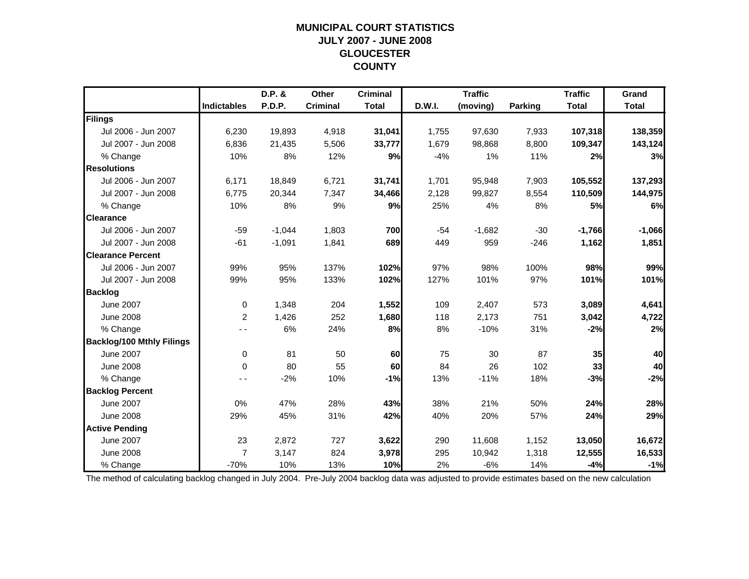# MUNICIPAL COURT STATISTICS
## JULY 2007 - JUNE 2008
## GLOUCESTER
## COUNTY

| | Indictables | D.P. & P.D.P. | Other Criminal | Criminal Total | D.W.I. | Traffic (moving) | Parking | Traffic Total | Grand Total |
|---|---|---|---|---|---|---|---|---|---|
| **Filings** | | | | | | | | | |
| Jul 2006 - Jun 2007 | 6,230 | 19,893 | 4,918 | **31,041** | 1,755 | 97,630 | 7,933 | **107,318** | **138,359** |
| Jul 2007 - Jun 2008 | 6,836 | 21,435 | 5,506 | **33,777** | 1,679 | 98,868 | 8,800 | **109,347** | **143,124** |
| % Change | 10% | 8% | 12% | **9%** | -4% | 1% | 11% | **2%** | **3%** |
| **Resolutions** | | | | | | | | | |
| Jul 2006 - Jun 2007 | 6,171 | 18,849 | 6,721 | **31,741** | 1,701 | 95,948 | 7,903 | **105,552** | **137,293** |
| Jul 2007 - Jun 2008 | 6,775 | 20,344 | 7,347 | **34,466** | 2,128 | 99,827 | 8,554 | **110,509** | **144,975** |
| % Change | 10% | 8% | 9% | **9%** | 25% | 4% | 8% | **5%** | **6%** |
| **Clearance** | | | | | | | | | |
| Jul 2006 - Jun 2007 | -59 | -1,044 | 1,803 | **700** | -54 | -1,682 | -30 | **-1,766** | **-1,066** |
| Jul 2007 - Jun 2008 | -61 | -1,091 | 1,841 | **689** | 449 | 959 | -246 | **1,162** | **1,851** |
| **Clearance Percent** | | | | | | | | | |
| Jul 2006 - Jun 2007 | 99% | 95% | 137% | **102%** | 97% | 98% | 100% | **98%** | **99%** |
| Jul 2007 - Jun 2008 | 99% | 95% | 133% | **102%** | 127% | 101% | 97% | **101%** | **101%** |
| **Backlog** | | | | | | | | | |
| June 2007 | 0 | 1,348 | 204 | **1,552** | 109 | 2,407 | 573 | **3,089** | **4,641** |
| June 2008 | 2 | 1,426 | 252 | **1,680** | 118 | 2,173 | 751 | **3,042** | **4,722** |
| % Change | - - | 6% | 24% | **8%** | 8% | -10% | 31% | **-2%** | **2%** |
| **Backlog/100 Mthly Filings** | | | | | | | | | |
| June 2007 | 0 | 81 | 50 | **60** | 75 | 30 | 87 | **35** | **40** |
| June 2008 | 0 | 80 | 55 | **60** | 84 | 26 | 102 | **33** | **40** |
| % Change | - - | -2% | 10% | **-1%** | 13% | -11% | 18% | **-3%** | **-2%** |
| **Backlog Percent** | | | | | | | | | |
| June 2007 | 0% | 47% | 28% | **43%** | 38% | 21% | 50% | **24%** | **28%** |
| June 2008 | 29% | 45% | 31% | **42%** | 40% | 20% | 57% | **24%** | **29%** |
| **Active Pending** | | | | | | | | | |
| June 2007 | 23 | 2,872 | 727 | **3,622** | 290 | 11,608 | 1,152 | **13,050** | **16,672** |
| June 2008 | 7 | 3,147 | 824 | **3,978** | 295 | 10,942 | 1,318 | **12,555** | **16,533** |
| % Change | -70% | 10% | 13% | **10%** | 2% | -6% | 14% | **-4%** | **-1%** |

The method of calculating backlog changed in July 2004. Pre-July 2004 backlog data was adjusted to provide estimates based on the new calculation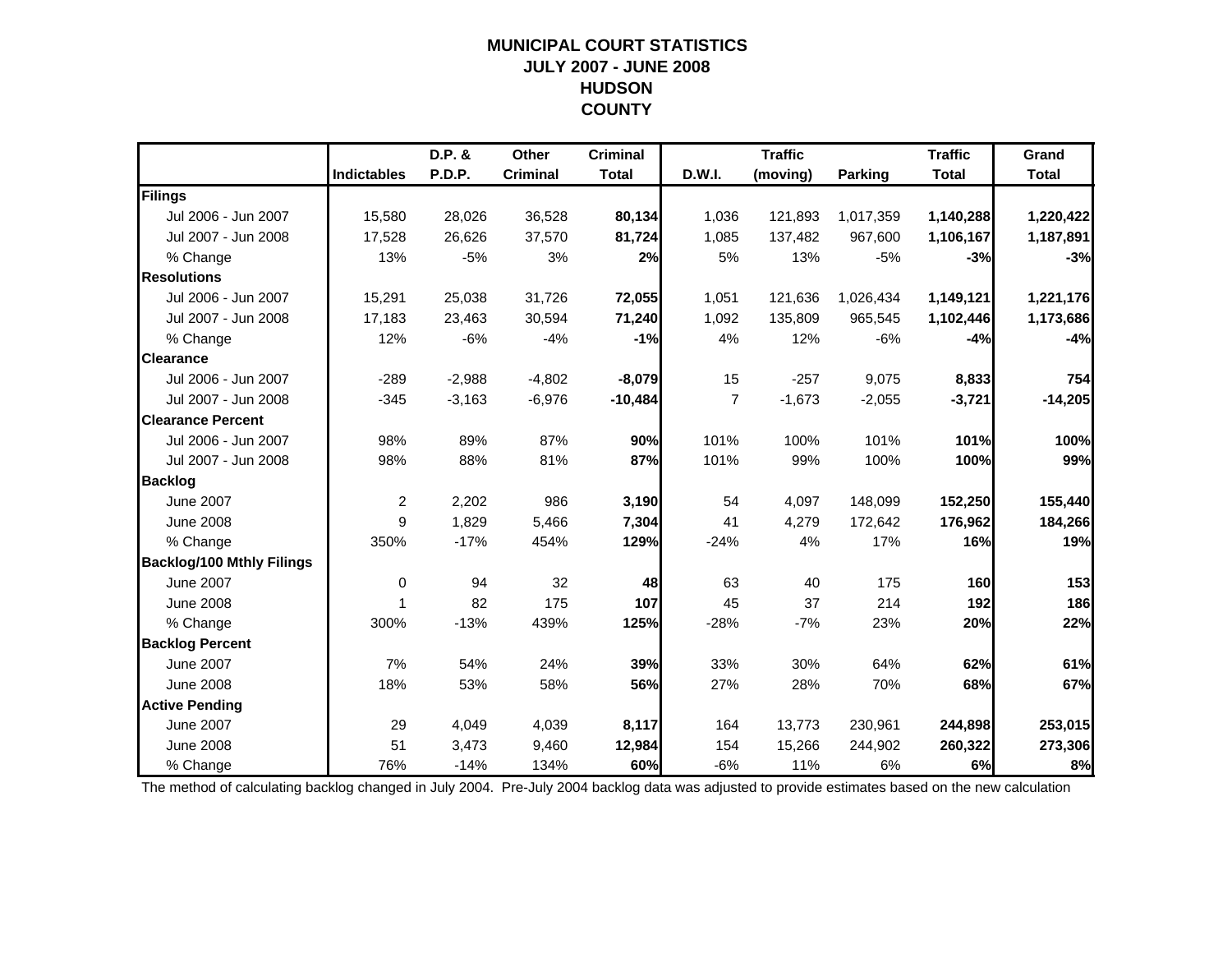# MUNICIPAL COURT STATISTICS
## JULY 2007 - JUNE 2008
## HUDSON
## COUNTY

| | Indictables | D.P. & P.D.P. | Other Criminal | Criminal Total | D.W.I. | Traffic (moving) | Parking | Traffic Total | Grand Total |
|---|---|---|---|---|---|---|---|---|---|
| **Filings** | | | | | | | | | |
| Jul 2006 - Jun 2007 | 15,580 | 28,026 | 36,528 | **80,134** | 1,036 | 121,893 | 1,017,359 | **1,140,288** | **1,220,422** |
| Jul 2007 - Jun 2008 | 17,528 | 26,626 | 37,570 | **81,724** | 1,085 | 137,482 | 967,600 | **1,106,167** | **1,187,891** |
| % Change | 13% | -5% | 3% | **2%** | 5% | 13% | -5% | **-3%** | **-3%** |
| **Resolutions** | | | | | | | | | |
| Jul 2006 - Jun 2007 | 15,291 | 25,038 | 31,726 | **72,055** | 1,051 | 121,636 | 1,026,434 | **1,149,121** | **1,221,176** |
| Jul 2007 - Jun 2008 | 17,183 | 23,463 | 30,594 | **71,240** | 1,092 | 135,809 | 965,545 | **1,102,446** | **1,173,686** |
| % Change | 12% | -6% | -4% | **-1%** | 4% | 12% | -6% | **-4%** | **-4%** |
| **Clearance** | | | | | | | | | |
| Jul 2006 - Jun 2007 | -289 | -2,988 | -4,802 | **-8,079** | 15 | -257 | 9,075 | **8,833** | **754** |
| Jul 2007 - Jun 2008 | -345 | -3,163 | -6,976 | **-10,484** | 7 | -1,673 | -2,055 | **-3,721** | **-14,205** |
| **Clearance Percent** | | | | | | | | | |
| Jul 2006 - Jun 2007 | 98% | 89% | 87% | **90%** | 101% | 100% | 101% | **101%** | **100%** |
| Jul 2007 - Jun 2008 | 98% | 88% | 81% | **87%** | 101% | 99% | 100% | **100%** | **99%** |
| **Backlog** | | | | | | | | | |
| June 2007 | 2 | 2,202 | 986 | **3,190** | 54 | 4,097 | 148,099 | **152,250** | **155,440** |
| June 2008 | 9 | 1,829 | 5,466 | **7,304** | 41 | 4,279 | 172,642 | **176,962** | **184,266** |
| % Change | 350% | -17% | 454% | **129%** | -24% | 4% | 17% | **16%** | **19%** |
| **Backlog/100 Mthly Filings** | | | | | | | | | |
| June 2007 | 0 | 94 | 32 | **48** | 63 | 40 | 175 | **160** | **153** |
| June 2008 | 1 | 82 | 175 | **107** | 45 | 37 | 214 | **192** | **186** |
| % Change | 300% | -13% | 439% | **125%** | -28% | -7% | 23% | **20%** | **22%** |
| **Backlog Percent** | | | | | | | | | |
| June 2007 | 7% | 54% | 24% | **39%** | 33% | 30% | 64% | **62%** | **61%** |
| June 2008 | 18% | 53% | 58% | **56%** | 27% | 28% | 70% | **68%** | **67%** |
| **Active Pending** | | | | | | | | | |
| June 2007 | 29 | 4,049 | 4,039 | **8,117** | 164 | 13,773 | 230,961 | **244,898** | **253,015** |
| June 2008 | 51 | 3,473 | 9,460 | **12,984** | 154 | 15,266 | 244,902 | **260,322** | **273,306** |
| % Change | 76% | -14% | 134% | **60%** | -6% | 11% | 6% | **6%** | **8%** |

The method of calculating backlog changed in July 2004. Pre-July 2004 backlog data was adjusted to provide estimates based on the new calculation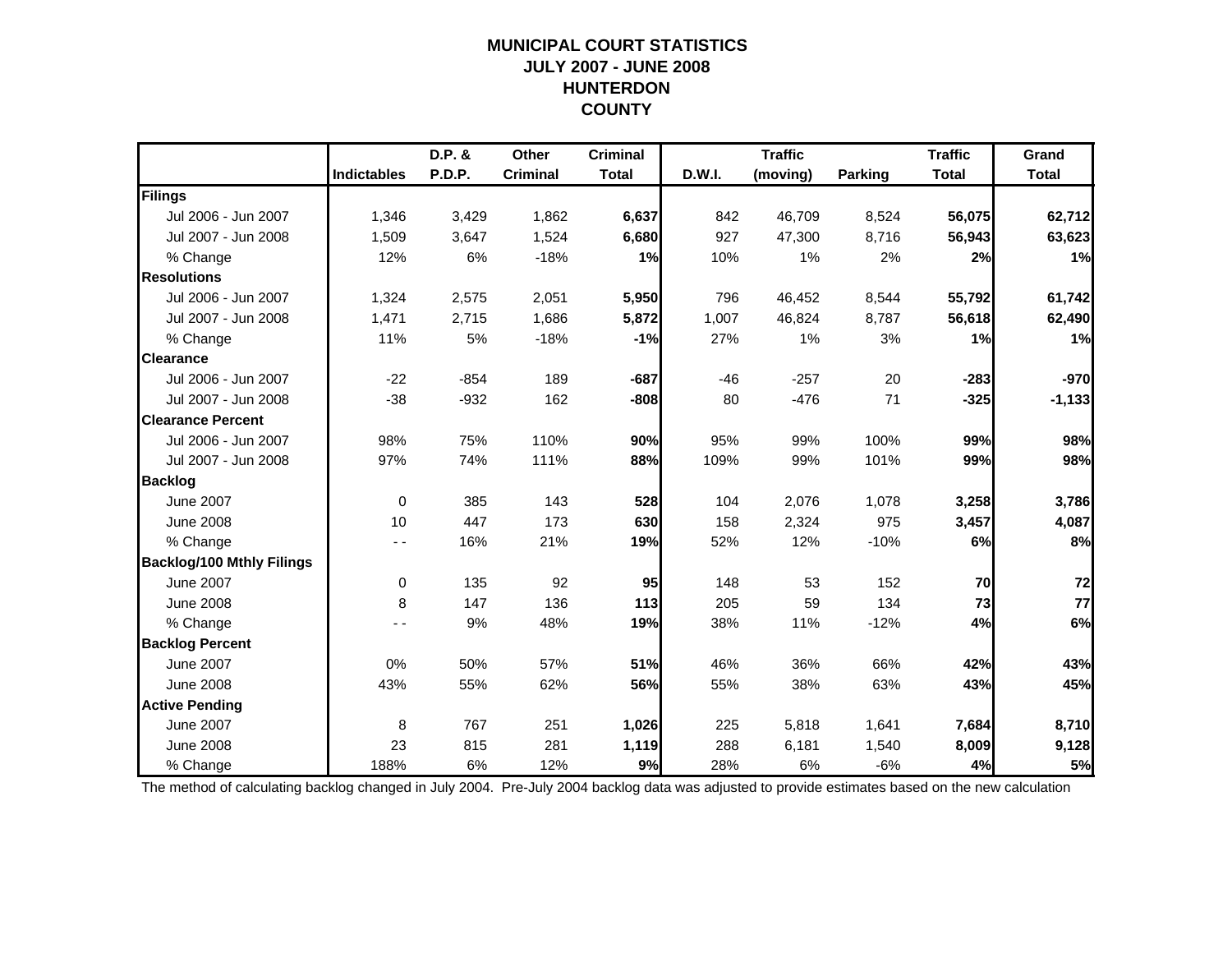# MUNICIPAL COURT STATISTICS
## JULY 2007 - JUNE 2008
## HUNTERDON COUNTY

| | Indictables | D.P. & P.D.P. | Other Criminal | Criminal Total | D.W.I. | Traffic (moving) | Parking | Traffic Total | Grand Total |
|---|---|---|---|---|---|---|---|---|---|
| **Filings** | | | | | | | | | |
| Jul 2006 - Jun 2007 | 1,346 | 3,429 | 1,862 | **6,637** | 842 | 46,709 | 8,524 | **56,075** | **62,712** |
| Jul 2007 - Jun 2008 | 1,509 | 3,647 | 1,524 | **6,680** | 927 | 47,300 | 8,716 | **56,943** | **63,623** |
| % Change | 12% | 6% | -18% | **1%** | 10% | 1% | 2% | **2%** | **1%** |
| **Resolutions** | | | | | | | | | |
| Jul 2006 - Jun 2007 | 1,324 | 2,575 | 2,051 | **5,950** | 796 | 46,452 | 8,544 | **55,792** | **61,742** |
| Jul 2007 - Jun 2008 | 1,471 | 2,715 | 1,686 | **5,872** | 1,007 | 46,824 | 8,787 | **56,618** | **62,490** |
| % Change | 11% | 5% | -18% | **-1%** | 27% | 1% | 3% | **1%** | **1%** |
| **Clearance** | | | | | | | | | |
| Jul 2006 - Jun 2007 | -22 | -854 | 189 | **-687** | -46 | -257 | 20 | **-283** | **-970** |
| Jul 2007 - Jun 2008 | -38 | -932 | 162 | **-808** | 80 | -476 | 71 | **-325** | **-1,133** |
| **Clearance Percent** | | | | | | | | | |
| Jul 2006 - Jun 2007 | 98% | 75% | 110% | **90%** | 95% | 99% | 100% | **99%** | **98%** |
| Jul 2007 - Jun 2008 | 97% | 74% | 111% | **88%** | 109% | 99% | 101% | **99%** | **98%** |
| **Backlog** | | | | | | | | | |
| June 2007 | 0 | 385 | 143 | **528** | 104 | 2,076 | 1,078 | **3,258** | **3,786** |
| June 2008 | 10 | 447 | 173 | **630** | 158 | 2,324 | 975 | **3,457** | **4,087** |
| % Change | - - | 16% | 21% | **19%** | 52% | 12% | -10% | **6%** | **8%** |
| **Backlog/100 Mthly Filings** | | | | | | | | | |
| June 2007 | 0 | 135 | 92 | **95** | 148 | 53 | 152 | **70** | **72** |
| June 2008 | 8 | 147 | 136 | **113** | 205 | 59 | 134 | **73** | **77** |
| % Change | - - | 9% | 48% | **19%** | 38% | 11% | -12% | **4%** | **6%** |
| **Backlog Percent** | | | | | | | | | |
| June 2007 | 0% | 50% | 57% | **51%** | 46% | 36% | 66% | **42%** | **43%** |
| June 2008 | 43% | 55% | 62% | **56%** | 55% | 38% | 63% | **43%** | **45%** |
| **Active Pending** | | | | | | | | | |
| June 2007 | 8 | 767 | 251 | **1,026** | 225 | 5,818 | 1,641 | **7,684** | **8,710** |
| June 2008 | 23 | 815 | 281 | **1,119** | 288 | 6,181 | 1,540 | **8,009** | **9,128** |
| % Change | 188% | 6% | 12% | **9%** | 28% | 6% | -6% | **4%** | **5%** |

The method of calculating backlog changed in July 2004. Pre-July 2004 backlog data was adjusted to provide estimates based on the new calculation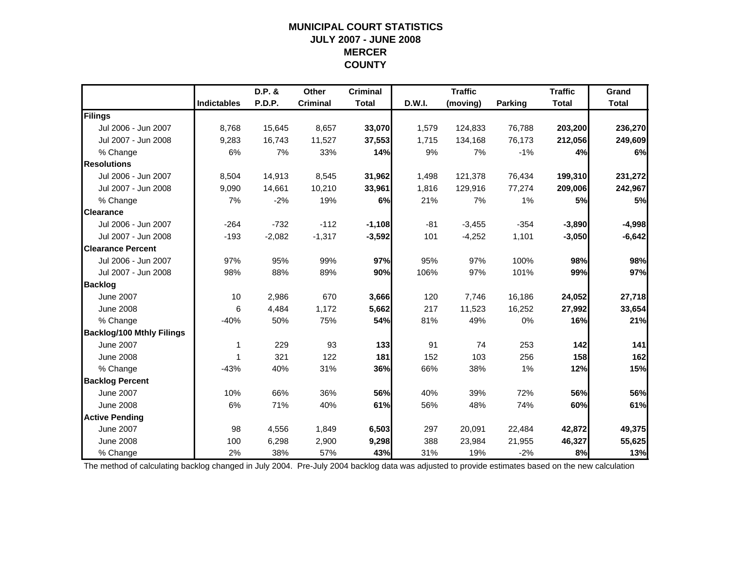# MUNICIPAL COURT STATISTICS
## JULY 2007 - JUNE 2008
## MERCER
## COUNTY

| | Indictables | D.P. & P.D.P. | Other Criminal | Criminal Total | D.W.I. | Traffic (moving) | Parking | Traffic Total | Grand Total |
|---|---|---|---|---|---|---|---|---|---|
| **Filings** | | | | | | | | | |
| Jul 2006 - Jun 2007 | 8,768 | 15,645 | 8,657 | **33,070** | 1,579 | 124,833 | 76,788 | **203,200** | **236,270** |
| Jul 2007 - Jun 2008 | 9,283 | 16,743 | 11,527 | **37,553** | 1,715 | 134,168 | 76,173 | **212,056** | **249,609** |
| % Change | 6% | 7% | 33% | **14%** | 9% | 7% | -1% | **4%** | **6%** |
| **Resolutions** | | | | | | | | | |
| Jul 2006 - Jun 2007 | 8,504 | 14,913 | 8,545 | **31,962** | 1,498 | 121,378 | 76,434 | **199,310** | **231,272** |
| Jul 2007 - Jun 2008 | 9,090 | 14,661 | 10,210 | **33,961** | 1,816 | 129,916 | 77,274 | **209,006** | **242,967** |
| % Change | 7% | -2% | 19% | **6%** | 21% | 7% | 1% | **5%** | **5%** |
| **Clearance** | | | | | | | | | |
| Jul 2006 - Jun 2007 | -264 | -732 | -112 | **-1,108** | -81 | -3,455 | -354 | **-3,890** | **-4,998** |
| Jul 2007 - Jun 2008 | -193 | -2,082 | -1,317 | **-3,592** | 101 | -4,252 | 1,101 | **-3,050** | **-6,642** |
| **Clearance Percent** | | | | | | | | | |
| Jul 2006 - Jun 2007 | 97% | 95% | 99% | **97%** | 95% | 97% | 100% | **98%** | **98%** |
| Jul 2007 - Jun 2008 | 98% | 88% | 89% | **90%** | 106% | 97% | 101% | **99%** | **97%** |
| **Backlog** | | | | | | | | | |
| June 2007 | 10 | 2,986 | 670 | **3,666** | 120 | 7,746 | 16,186 | **24,052** | **27,718** |
| June 2008 | 6 | 4,484 | 1,172 | **5,662** | 217 | 11,523 | 16,252 | **27,992** | **33,654** |
| % Change | -40% | 50% | 75% | **54%** | 81% | 49% | 0% | **16%** | **21%** |
| **Backlog/100 Mthly Filings** | | | | | | | | | |
| June 2007 | 1 | 229 | 93 | **133** | 91 | 74 | 253 | **142** | **141** |
| June 2008 | 1 | 321 | 122 | **181** | 152 | 103 | 256 | **158** | **162** |
| % Change | -43% | 40% | 31% | **36%** | 66% | 38% | 1% | **12%** | **15%** |
| **Backlog Percent** | | | | | | | | | |
| June 2007 | 10% | 66% | 36% | **56%** | 40% | 39% | 72% | **56%** | **56%** |
| June 2008 | 6% | 71% | 40% | **61%** | 56% | 48% | 74% | **60%** | **61%** |
| **Active Pending** | | | | | | | | | |
| June 2007 | 98 | 4,556 | 1,849 | **6,503** | 297 | 20,091 | 22,484 | **42,872** | **49,375** |
| June 2008 | 100 | 6,298 | 2,900 | **9,298** | 388 | 23,984 | 21,955 | **46,327** | **55,625** |
| % Change | 2% | 38% | 57% | **43%** | 31% | 19% | -2% | **8%** | **13%** |

The method of calculating backlog changed in July 2004. Pre-July 2004 backlog data was adjusted to provide estimates based on the new calculation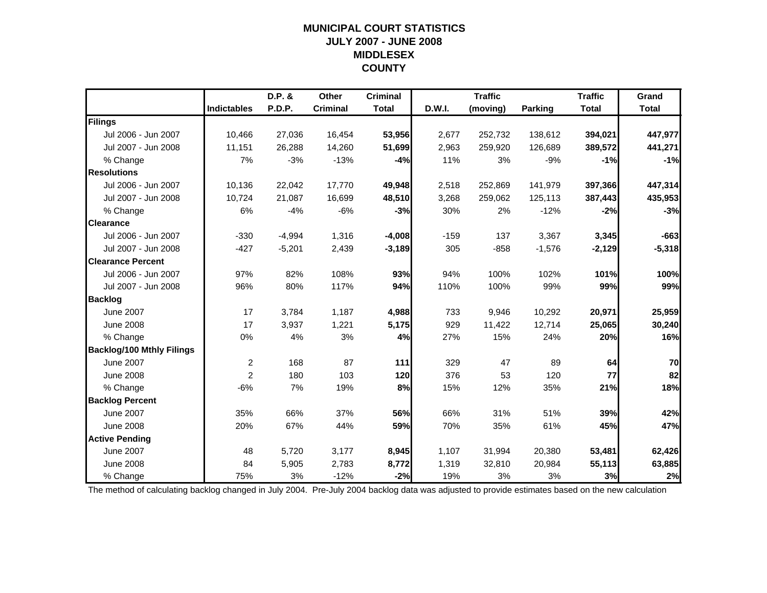# MUNICIPAL COURT STATISTICS
## JULY 2007 - JUNE 2008
## MIDDLESEX
## COUNTY

| | Indictables | D.P. & P.D.P. | Other Criminal | Criminal Total | D.W.I. | Traffic (moving) | Parking | Traffic Total | Grand Total |
|---|---|---|---|---|---|---|---|---|---|
| **Filings** | | | | | | | | | |
| Jul 2006 - Jun 2007 | 10,466 | 27,036 | 16,454 | **53,956** | 2,677 | 252,732 | 138,612 | **394,021** | **447,977** |
| Jul 2007 - Jun 2008 | 11,151 | 26,288 | 14,260 | **51,699** | 2,963 | 259,920 | 126,689 | **389,572** | **441,271** |
| % Change | 7% | -3% | -13% | **-4%** | 11% | 3% | -9% | **-1%** | **-1%** |
| **Resolutions** | | | | | | | | | |
| Jul 2006 - Jun 2007 | 10,136 | 22,042 | 17,770 | **49,948** | 2,518 | 252,869 | 141,979 | **397,366** | **447,314** |
| Jul 2007 - Jun 2008 | 10,724 | 21,087 | 16,699 | **48,510** | 3,268 | 259,062 | 125,113 | **387,443** | **435,953** |
| % Change | 6% | -4% | -6% | **-3%** | 30% | 2% | -12% | **-2%** | **-3%** |
| **Clearance** | | | | | | | | | |
| Jul 2006 - Jun 2007 | -330 | -4,994 | 1,316 | **-4,008** | -159 | 137 | 3,367 | **3,345** | **-663** |
| Jul 2007 - Jun 2008 | -427 | -5,201 | 2,439 | **-3,189** | 305 | -858 | -1,576 | **-2,129** | **-5,318** |
| **Clearance Percent** | | | | | | | | | |
| Jul 2006 - Jun 2007 | 97% | 82% | 108% | **93%** | 94% | 100% | 102% | **101%** | **100%** |
| Jul 2007 - Jun 2008 | 96% | 80% | 117% | **94%** | 110% | 100% | 99% | **99%** | **99%** |
| **Backlog** | | | | | | | | | |
| June 2007 | 17 | 3,784 | 1,187 | **4,988** | 733 | 9,946 | 10,292 | **20,971** | **25,959** |
| June 2008 | 17 | 3,937 | 1,221 | **5,175** | 929 | 11,422 | 12,714 | **25,065** | **30,240** |
| % Change | 0% | 4% | 3% | **4%** | 27% | 15% | 24% | **20%** | **16%** |
| **Backlog/100 Mthly Filings** | | | | | | | | | |
| June 2007 | 2 | 168 | 87 | **111** | 329 | 47 | 89 | **64** | **70** |
| June 2008 | 2 | 180 | 103 | **120** | 376 | 53 | 120 | **77** | **82** |
| % Change | -6% | 7% | 19% | **8%** | 15% | 12% | 35% | **21%** | **18%** |
| **Backlog Percent** | | | | | | | | | |
| June 2007 | 35% | 66% | 37% | **56%** | 66% | 31% | 51% | **39%** | **42%** |
| June 2008 | 20% | 67% | 44% | **59%** | 70% | 35% | 61% | **45%** | **47%** |
| **Active Pending** | | | | | | | | | |
| June 2007 | 48 | 5,720 | 3,177 | **8,945** | 1,107 | 31,994 | 20,380 | **53,481** | **62,426** |
| June 2008 | 84 | 5,905 | 2,783 | **8,772** | 1,319 | 32,810 | 20,984 | **55,113** | **63,885** |
| % Change | 75% | 3% | -12% | **-2%** | 19% | 3% | 3% | **3%** | **2%** |

The method of calculating backlog changed in July 2004. Pre-July 2004 backlog data was adjusted to provide estimates based on the new calculation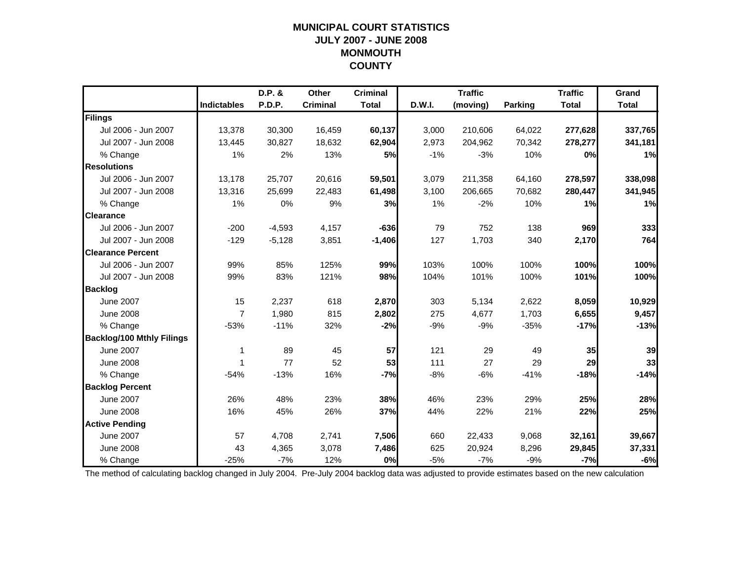# MUNICIPAL COURT STATISTICS
## JULY 2007 - JUNE 2008
## MONMOUTH
## COUNTY

| | Indictables | D.P. & P.D.P. | Other Criminal | Criminal Total | D.W.I. | Traffic (moving) | Parking | Traffic Total | Grand Total |
|---|---|---|---|---|---|---|---|---|---|
| **Filings** | | | | | | | | | |
| Jul 2006 - Jun 2007 | 13,378 | 30,300 | 16,459 | **60,137** | 3,000 | 210,606 | 64,022 | **277,628** | **337,765** |
| Jul 2007 - Jun 2008 | 13,445 | 30,827 | 18,632 | **62,904** | 2,973 | 204,962 | 70,342 | **278,277** | **341,181** |
| % Change | 1% | 2% | 13% | **5%** | -1% | -3% | 10% | **0%** | **1%** |
| **Resolutions** | | | | | | | | | |
| Jul 2006 - Jun 2007 | 13,178 | 25,707 | 20,616 | **59,501** | 3,079 | 211,358 | 64,160 | **278,597** | **338,098** |
| Jul 2007 - Jun 2008 | 13,316 | 25,699 | 22,483 | **61,498** | 3,100 | 206,665 | 70,682 | **280,447** | **341,945** |
| % Change | 1% | 0% | 9% | **3%** | 1% | -2% | 10% | **1%** | **1%** |
| **Clearance** | | | | | | | | | |
| Jul 2006 - Jun 2007 | -200 | -4,593 | 4,157 | **-636** | 79 | 752 | 138 | **969** | **333** |
| Jul 2007 - Jun 2008 | -129 | -5,128 | 3,851 | **-1,406** | 127 | 1,703 | 340 | **2,170** | **764** |
| **Clearance Percent** | | | | | | | | | |
| Jul 2006 - Jun 2007 | 99% | 85% | 125% | **99%** | 103% | 100% | 100% | **100%** | **100%** |
| Jul 2007 - Jun 2008 | 99% | 83% | 121% | **98%** | 104% | 101% | 100% | **101%** | **100%** |
| **Backlog** | | | | | | | | | |
| June 2007 | 15 | 2,237 | 618 | **2,870** | 303 | 5,134 | 2,622 | **8,059** | **10,929** |
| June 2008 | 7 | 1,980 | 815 | **2,802** | 275 | 4,677 | 1,703 | **6,655** | **9,457** |
| % Change | -53% | -11% | 32% | **-2%** | -9% | -9% | -35% | **-17%** | **-13%** |
| **Backlog/100 Mthly Filings** | | | | | | | | | |
| June 2007 | 1 | 89 | 45 | **57** | 121 | 29 | 49 | **35** | **39** |
| June 2008 | 1 | 77 | 52 | **53** | 111 | 27 | 29 | **29** | **33** |
| % Change | -54% | -13% | 16% | **-7%** | -8% | -6% | -41% | **-18%** | **-14%** |
| **Backlog Percent** | | | | | | | | | |
| June 2007 | 26% | 48% | 23% | **38%** | 46% | 23% | 29% | **25%** | **28%** |
| June 2008 | 16% | 45% | 26% | **37%** | 44% | 22% | 21% | **22%** | **25%** |
| **Active Pending** | | | | | | | | | |
| June 2007 | 57 | 4,708 | 2,741 | **7,506** | 660 | 22,433 | 9,068 | **32,161** | **39,667** |
| June 2008 | 43 | 4,365 | 3,078 | **7,486** | 625 | 20,924 | 8,296 | **29,845** | **37,331** |
| % Change | -25% | -7% | 12% | **0%** | -5% | -7% | -9% | **-7%** | **-6%** |

The method of calculating backlog changed in July 2004. Pre-July 2004 backlog data was adjusted to provide estimates based on the new calculation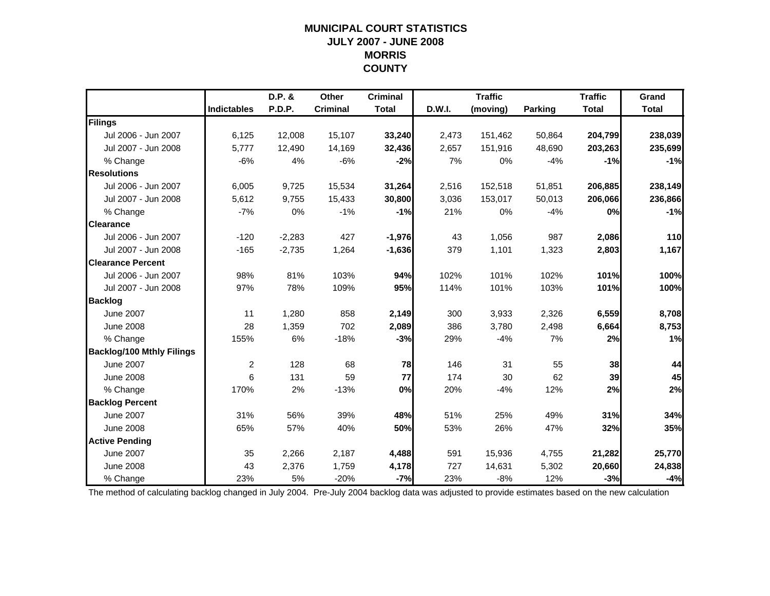# MUNICIPAL COURT STATISTICS
## JULY 2007 - JUNE 2008
## MORRIS COUNTY

| | Indictables | D.P. & P.D.P. | Other Criminal | Criminal Total | D.W.I. | Traffic (moving) | Parking | Traffic Total | Grand Total |
|---|---|---|---|---|---|---|---|---|---|
| **Filings** | | | | | | | | | |
| Jul 2006 - Jun 2007 | 6,125 | 12,008 | 15,107 | **33,240** | 2,473 | 151,462 | 50,864 | **204,799** | **238,039** |
| Jul 2007 - Jun 2008 | 5,777 | 12,490 | 14,169 | **32,436** | 2,657 | 151,916 | 48,690 | **203,263** | **235,699** |
| % Change | -6% | 4% | -6% | **-2%** | 7% | 0% | -4% | **-1%** | **-1%** |
| **Resolutions** | | | | | | | | | |
| Jul 2006 - Jun 2007 | 6,005 | 9,725 | 15,534 | **31,264** | 2,516 | 152,518 | 51,851 | **206,885** | **238,149** |
| Jul 2007 - Jun 2008 | 5,612 | 9,755 | 15,433 | **30,800** | 3,036 | 153,017 | 50,013 | **206,066** | **236,866** |
| % Change | -7% | 0% | -1% | **-1%** | 21% | 0% | -4% | **0%** | **-1%** |
| **Clearance** | | | | | | | | | |
| Jul 2006 - Jun 2007 | -120 | -2,283 | 427 | **-1,976** | 43 | 1,056 | 987 | **2,086** | **110** |
| Jul 2007 - Jun 2008 | -165 | -2,735 | 1,264 | **-1,636** | 379 | 1,101 | 1,323 | **2,803** | **1,167** |
| **Clearance Percent** | | | | | | | | | |
| Jul 2006 - Jun 2007 | 98% | 81% | 103% | **94%** | 102% | 101% | 102% | **101%** | **100%** |
| Jul 2007 - Jun 2008 | 97% | 78% | 109% | **95%** | 114% | 101% | 103% | **101%** | **100%** |
| **Backlog** | | | | | | | | | |
| June 2007 | 11 | 1,280 | 858 | **2,149** | 300 | 3,933 | 2,326 | **6,559** | **8,708** |
| June 2008 | 28 | 1,359 | 702 | **2,089** | 386 | 3,780 | 2,498 | **6,664** | **8,753** |
| % Change | 155% | 6% | -18% | **-3%** | 29% | -4% | 7% | **2%** | **1%** |
| **Backlog/100 Mthly Filings** | | | | | | | | | |
| June 2007 | 2 | 128 | 68 | **78** | 146 | 31 | 55 | **38** | **44** |
| June 2008 | 6 | 131 | 59 | **77** | 174 | 30 | 62 | **39** | **45** |
| % Change | 170% | 2% | -13% | **0%** | 20% | -4% | 12% | **2%** | **2%** |
| **Backlog Percent** | | | | | | | | | |
| June 2007 | 31% | 56% | 39% | **48%** | 51% | 25% | 49% | **31%** | **34%** |
| June 2008 | 65% | 57% | 40% | **50%** | 53% | 26% | 47% | **32%** | **35%** |
| **Active Pending** | | | | | | | | | |
| June 2007 | 35 | 2,266 | 2,187 | **4,488** | 591 | 15,936 | 4,755 | **21,282** | **25,770** |
| June 2008 | 43 | 2,376 | 1,759 | **4,178** | 727 | 14,631 | 5,302 | **20,660** | **24,838** |
| % Change | 23% | 5% | -20% | **-7%** | 23% | -8% | 12% | **-3%** | **-4%** |

The method of calculating backlog changed in July 2004. Pre-July 2004 backlog data was adjusted to provide estimates based on the new calculation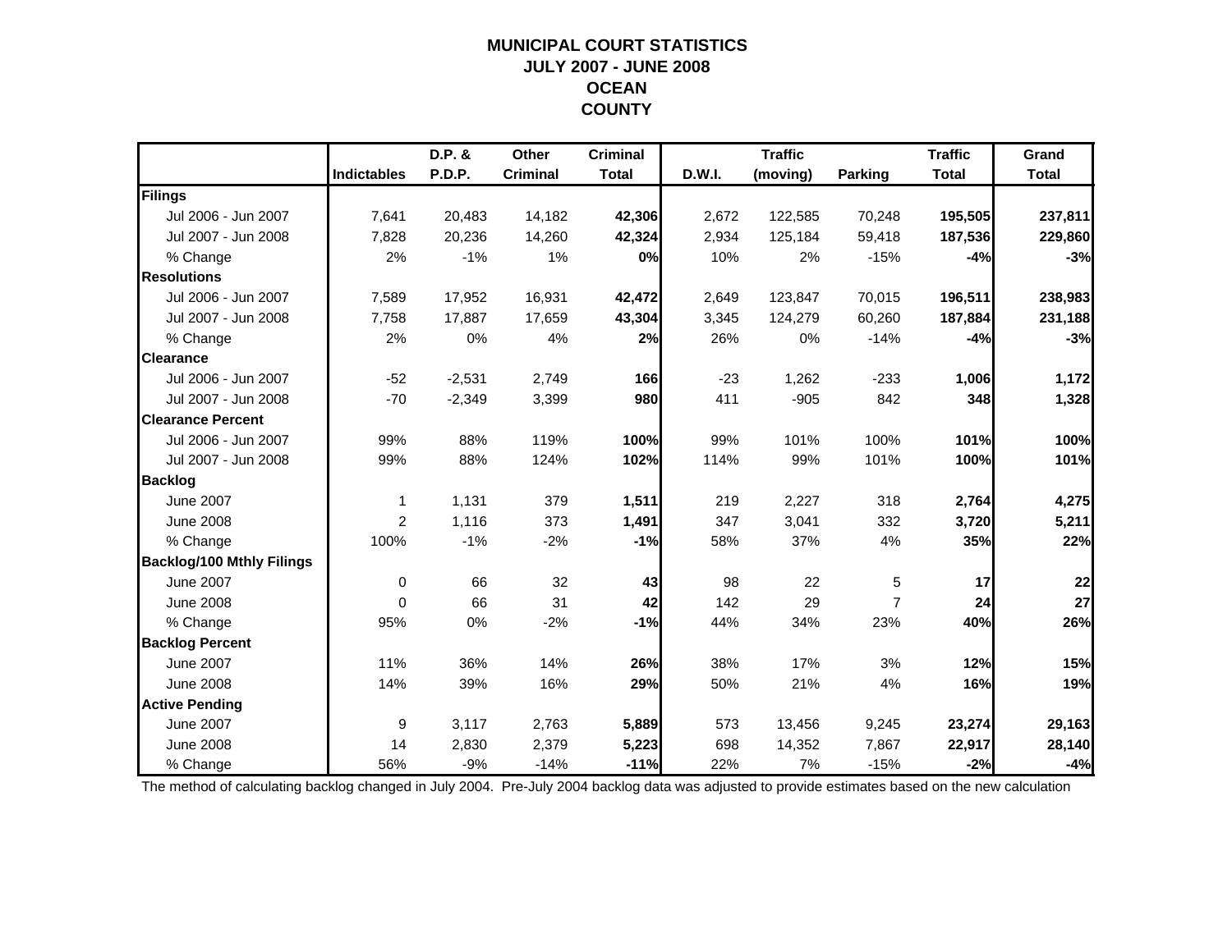# MUNICIPAL COURT STATISTICS
## JULY 2007 - JUNE 2008
## OCEAN COUNTY

| | Indictables | D.P. & P.D.P. | Other Criminal | Criminal Total | D.W.I. | Traffic (moving) | Parking | Traffic Total | Grand Total |
|---|---|---|---|---|---|---|---|---|---|
| **Filings** | | | | | | | | | |
| Jul 2006 - Jun 2007 | 7,641 | 20,483 | 14,182 | **42,306** | 2,672 | 122,585 | 70,248 | **195,505** | **237,811** |
| Jul 2007 - Jun 2008 | 7,828 | 20,236 | 14,260 | **42,324** | 2,934 | 125,184 | 59,418 | **187,536** | **229,860** |
| % Change | 2% | -1% | 1% | **0%** | 10% | 2% | -15% | **-4%** | **-3%** |
| **Resolutions** | | | | | | | | | |
| Jul 2006 - Jun 2007 | 7,589 | 17,952 | 16,931 | **42,472** | 2,649 | 123,847 | 70,015 | **196,511** | **238,983** |
| Jul 2007 - Jun 2008 | 7,758 | 17,887 | 17,659 | **43,304** | 3,345 | 124,279 | 60,260 | **187,884** | **231,188** |
| % Change | 2% | 0% | 4% | **2%** | 26% | 0% | -14% | **-4%** | **-3%** |
| **Clearance** | | | | | | | | | |
| Jul 2006 - Jun 2007 | -52 | -2,531 | 2,749 | **166** | -23 | 1,262 | -233 | **1,006** | **1,172** |
| Jul 2007 - Jun 2008 | -70 | -2,349 | 3,399 | **980** | 411 | -905 | 842 | **348** | **1,328** |
| **Clearance Percent** | | | | | | | | | |
| Jul 2006 - Jun 2007 | 99% | 88% | 119% | **100%** | 99% | 101% | 100% | **101%** | **100%** |
| Jul 2007 - Jun 2008 | 99% | 88% | 124% | **102%** | 114% | 99% | 101% | **100%** | **101%** |
| **Backlog** | | | | | | | | | |
| June 2007 | 1 | 1,131 | 379 | **1,511** | 219 | 2,227 | 318 | **2,764** | **4,275** |
| June 2008 | 2 | 1,116 | 373 | **1,491** | 347 | 3,041 | 332 | **3,720** | **5,211** |
| % Change | 100% | -1% | -2% | **-1%** | 58% | 37% | 4% | **35%** | **22%** |
| **Backlog/100 Mthly Filings** | | | | | | | | | |
| June 2007 | 0 | 66 | 32 | **43** | 98 | 22 | 5 | **17** | **22** |
| June 2008 | 0 | 66 | 31 | **42** | 142 | 29 | 7 | **24** | **27** |
| % Change | 95% | 0% | -2% | **-1%** | 44% | 34% | 23% | **40%** | **26%** |
| **Backlog Percent** | | | | | | | | | |
| June 2007 | 11% | 36% | 14% | **26%** | 38% | 17% | 3% | **12%** | **15%** |
| June 2008 | 14% | 39% | 16% | **29%** | 50% | 21% | 4% | **16%** | **19%** |
| **Active Pending** | | | | | | | | | |
| June 2007 | 9 | 3,117 | 2,763 | **5,889** | 573 | 13,456 | 9,245 | **23,274** | **29,163** |
| June 2008 | 14 | 2,830 | 2,379 | **5,223** | 698 | 14,352 | 7,867 | **22,917** | **28,140** |
| % Change | 56% | -9% | -14% | **-11%** | 22% | 7% | -15% | **-2%** | **-4%** |

The method of calculating backlog changed in July 2004. Pre-July 2004 backlog data was adjusted to provide estimates based on the new calculation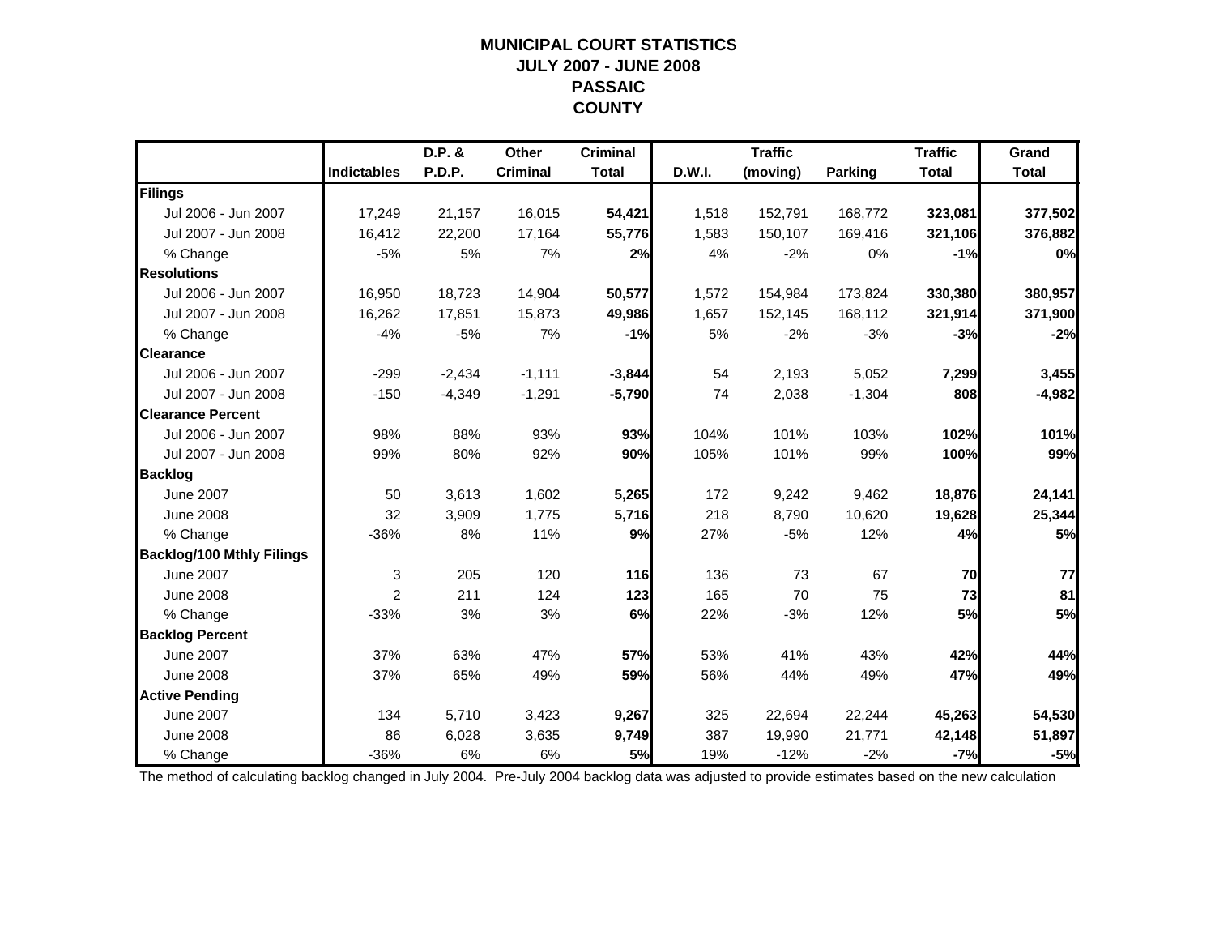# MUNICIPAL COURT STATISTICS
## JULY 2007 - JUNE 2008
## PASSAIC
## COUNTY

| | Indictables | D.P. & P.D.P. | Other Criminal | Criminal Total | D.W.I. | Traffic (moving) | Parking | Traffic Total | Grand Total |
|---|---|---|---|---|---|---|---|---|---|
| **Filings** | | | | | | | | | |
| Jul 2006 - Jun 2007 | 17,249 | 21,157 | 16,015 | **54,421** | 1,518 | 152,791 | 168,772 | **323,081** | **377,502** |
| Jul 2007 - Jun 2008 | 16,412 | 22,200 | 17,164 | **55,776** | 1,583 | 150,107 | 169,416 | **321,106** | **376,882** |
| % Change | -5% | 5% | 7% | **2%** | 4% | -2% | 0% | **-1%** | **0%** |
| **Resolutions** | | | | | | | | | |
| Jul 2006 - Jun 2007 | 16,950 | 18,723 | 14,904 | **50,577** | 1,572 | 154,984 | 173,824 | **330,380** | **380,957** |
| Jul 2007 - Jun 2008 | 16,262 | 17,851 | 15,873 | **49,986** | 1,657 | 152,145 | 168,112 | **321,914** | **371,900** |
| % Change | -4% | -5% | 7% | **-1%** | 5% | -2% | -3% | **-3%** | **-2%** |
| **Clearance** | | | | | | | | | |
| Jul 2006 - Jun 2007 | -299 | -2,434 | -1,111 | **-3,844** | 54 | 2,193 | 5,052 | **7,299** | **3,455** |
| Jul 2007 - Jun 2008 | -150 | -4,349 | -1,291 | **-5,790** | 74 | 2,038 | -1,304 | **808** | **-4,982** |
| **Clearance Percent** | | | | | | | | | |
| Jul 2006 - Jun 2007 | 98% | 88% | 93% | **93%** | 104% | 101% | 103% | **102%** | **101%** |
| Jul 2007 - Jun 2008 | 99% | 80% | 92% | **90%** | 105% | 101% | 99% | **100%** | **99%** |
| **Backlog** | | | | | | | | | |
| June 2007 | 50 | 3,613 | 1,602 | **5,265** | 172 | 9,242 | 9,462 | **18,876** | **24,141** |
| June 2008 | 32 | 3,909 | 1,775 | **5,716** | 218 | 8,790 | 10,620 | **19,628** | **25,344** |
| % Change | -36% | 8% | 11% | **9%** | 27% | -5% | 12% | **4%** | **5%** |
| **Backlog/100 Mthly Filings** | | | | | | | | | |
| June 2007 | 3 | 205 | 120 | **116** | 136 | 73 | 67 | **70** | **77** |
| June 2008 | 2 | 211 | 124 | **123** | 165 | 70 | 75 | **73** | **81** |
| % Change | -33% | 3% | 3% | **6%** | 22% | -3% | 12% | **5%** | **5%** |
| **Backlog Percent** | | | | | | | | | |
| June 2007 | 37% | 63% | 47% | **57%** | 53% | 41% | 43% | **42%** | **44%** |
| June 2008 | 37% | 65% | 49% | **59%** | 56% | 44% | 49% | **47%** | **49%** |
| **Active Pending** | | | | | | | | | |
| June 2007 | 134 | 5,710 | 3,423 | **9,267** | 325 | 22,694 | 22,244 | **45,263** | **54,530** |
| June 2008 | 86 | 6,028 | 3,635 | **9,749** | 387 | 19,990 | 21,771 | **42,148** | **51,897** |
| % Change | -36% | 6% | 6% | **5%** | 19% | -12% | -2% | **-7%** | **-5%** |

The method of calculating backlog changed in July 2004. Pre-July 2004 backlog data was adjusted to provide estimates based on the new calculation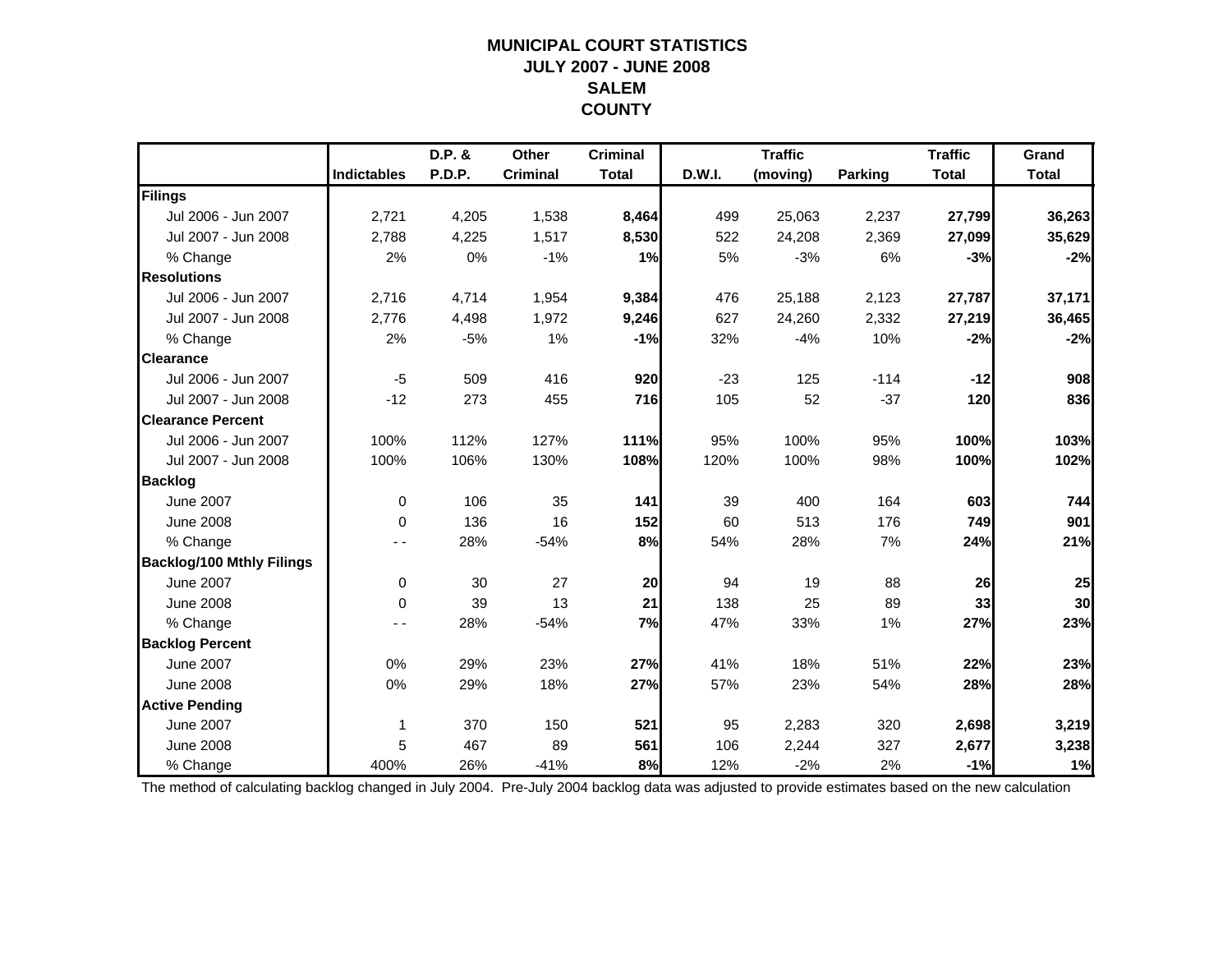# MUNICIPAL COURT STATISTICS
## JULY 2007 - JUNE 2008
## SALEM
## COUNTY

| | Indictables | D.P. & P.D.P. | Other Criminal | Criminal Total | D.W.I. | Traffic (moving) | Parking | Traffic Total | Grand Total |
|---|---|---|---|---|---|---|---|---|---|
| **Filings** | | | | | | | | | |
| Jul 2006 - Jun 2007 | 2,721 | 4,205 | 1,538 | **8,464** | 499 | 25,063 | 2,237 | **27,799** | **36,263** |
| Jul 2007 - Jun 2008 | 2,788 | 4,225 | 1,517 | **8,530** | 522 | 24,208 | 2,369 | **27,099** | **35,629** |
| % Change | 2% | 0% | -1% | **1%** | 5% | -3% | 6% | **-3%** | **-2%** |
| **Resolutions** | | | | | | | | | |
| Jul 2006 - Jun 2007 | 2,716 | 4,714 | 1,954 | **9,384** | 476 | 25,188 | 2,123 | **27,787** | **37,171** |
| Jul 2007 - Jun 2008 | 2,776 | 4,498 | 1,972 | **9,246** | 627 | 24,260 | 2,332 | **27,219** | **36,465** |
| % Change | 2% | -5% | 1% | **-1%** | 32% | -4% | 10% | **-2%** | **-2%** |
| **Clearance** | | | | | | | | | |
| Jul 2006 - Jun 2007 | -5 | 509 | 416 | **920** | -23 | 125 | -114 | **-12** | **908** |
| Jul 2007 - Jun 2008 | -12 | 273 | 455 | **716** | 105 | 52 | -37 | **120** | **836** |
| **Clearance Percent** | | | | | | | | | |
| Jul 2006 - Jun 2007 | 100% | 112% | 127% | **111%** | 95% | 100% | 95% | **100%** | **103%** |
| Jul 2007 - Jun 2008 | 100% | 106% | 130% | **108%** | 120% | 100% | 98% | **100%** | **102%** |
| **Backlog** | | | | | | | | | |
| June 2007 | 0 | 106 | 35 | **141** | 39 | 400 | 164 | **603** | **744** |
| June 2008 | 0 | 136 | 16 | **152** | 60 | 513 | 176 | **749** | **901** |
| % Change | - - | 28% | -54% | **8%** | 54% | 28% | 7% | **24%** | **21%** |
| **Backlog/100 Mthly Filings** | | | | | | | | | |
| June 2007 | 0 | 30 | 27 | **20** | 94 | 19 | 88 | **26** | **25** |
| June 2008 | 0 | 39 | 13 | **21** | 138 | 25 | 89 | **33** | **30** |
| % Change | - - | 28% | -54% | **7%** | 47% | 33% | 1% | **27%** | **23%** |
| **Backlog Percent** | | | | | | | | | |
| June 2007 | 0% | 29% | 23% | **27%** | 41% | 18% | 51% | **22%** | **23%** |
| June 2008 | 0% | 29% | 18% | **27%** | 57% | 23% | 54% | **28%** | **28%** |
| **Active Pending** | | | | | | | | | |
| June 2007 | 1 | 370 | 150 | **521** | 95 | 2,283 | 320 | **2,698** | **3,219** |
| June 2008 | 5 | 467 | 89 | **561** | 106 | 2,244 | 327 | **2,677** | **3,238** |
| % Change | 400% | 26% | -41% | **8%** | 12% | -2% | 2% | **-1%** | **1%** |

The method of calculating backlog changed in July 2004. Pre-July 2004 backlog data was adjusted to provide estimates based on the new calculation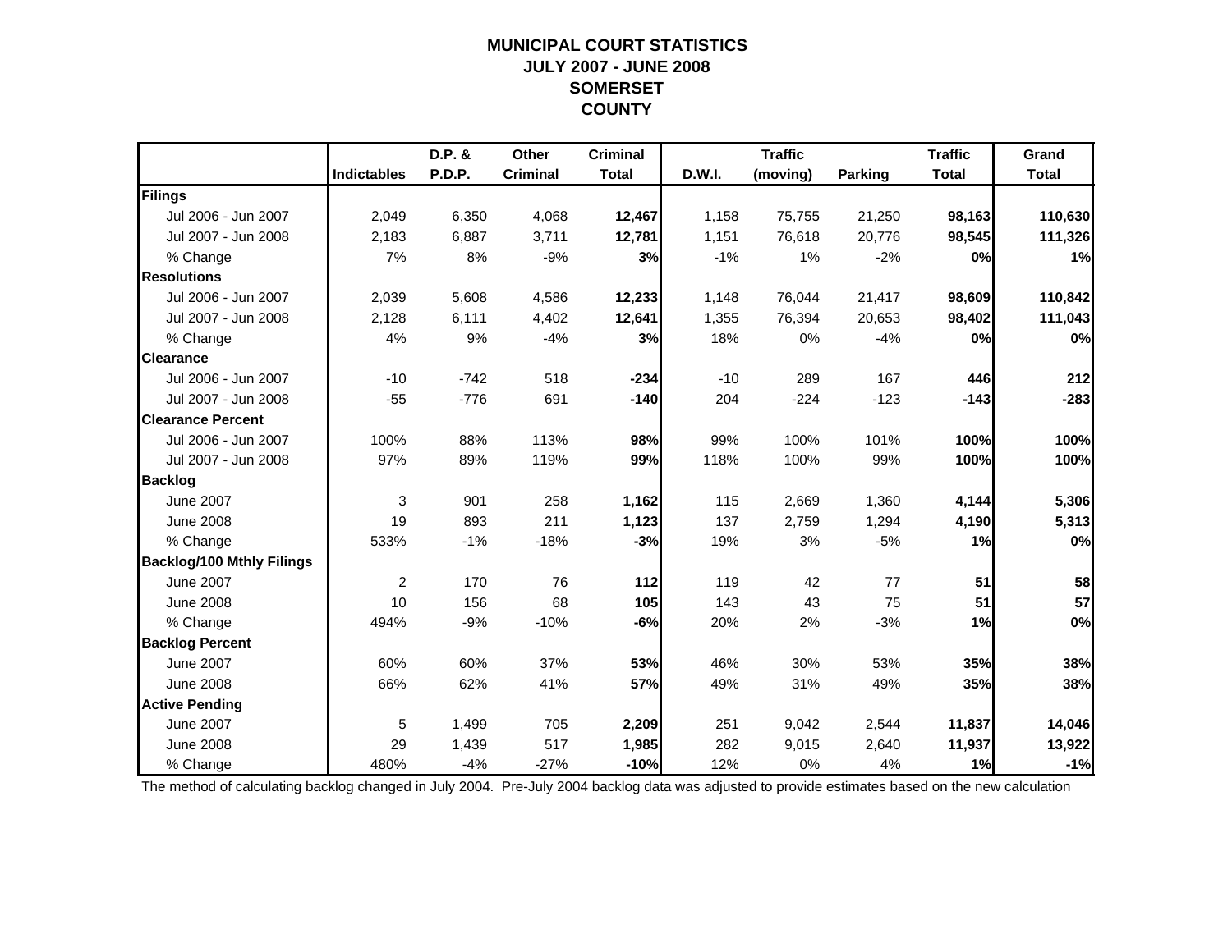# MUNICIPAL COURT STATISTICS
## JULY 2007 - JUNE 2008
## SOMERSET
## COUNTY

| | Indictables | D.P. & P.D.P. | Other Criminal | Criminal Total | D.W.I. | Traffic (moving) | Parking | Traffic Total | Grand Total |
|---|---|---|---|---|---|---|---|---|---|
| **Filings** | | | | | | | | | |
| Jul 2006 - Jun 2007 | 2,049 | 6,350 | 4,068 | **12,467** | 1,158 | 75,755 | 21,250 | **98,163** | **110,630** |
| Jul 2007 - Jun 2008 | 2,183 | 6,887 | 3,711 | **12,781** | 1,151 | 76,618 | 20,776 | **98,545** | **111,326** |
| % Change | 7% | 8% | -9% | **3%** | -1% | 1% | -2% | **0%** | **1%** |
| **Resolutions** | | | | | | | | | |
| Jul 2006 - Jun 2007 | 2,039 | 5,608 | 4,586 | **12,233** | 1,148 | 76,044 | 21,417 | **98,609** | **110,842** |
| Jul 2007 - Jun 2008 | 2,128 | 6,111 | 4,402 | **12,641** | 1,355 | 76,394 | 20,653 | **98,402** | **111,043** |
| % Change | 4% | 9% | -4% | **3%** | 18% | 0% | -4% | **0%** | **0%** |
| **Clearance** | | | | | | | | | |
| Jul 2006 - Jun 2007 | -10 | -742 | 518 | **-234** | -10 | 289 | 167 | **446** | **212** |
| Jul 2007 - Jun 2008 | -55 | -776 | 691 | **-140** | 204 | -224 | -123 | **-143** | **-283** |
| **Clearance Percent** | | | | | | | | | |
| Jul 2006 - Jun 2007 | 100% | 88% | 113% | **98%** | 99% | 100% | 101% | **100%** | **100%** |
| Jul 2007 - Jun 2008 | 97% | 89% | 119% | **99%** | 118% | 100% | 99% | **100%** | **100%** |
| **Backlog** | | | | | | | | | |
| June 2007 | 3 | 901 | 258 | **1,162** | 115 | 2,669 | 1,360 | **4,144** | **5,306** |
| June 2008 | 19 | 893 | 211 | **1,123** | 137 | 2,759 | 1,294 | **4,190** | **5,313** |
| % Change | 533% | -1% | -18% | **-3%** | 19% | 3% | -5% | **1%** | **0%** |
| **Backlog/100 Mthly Filings** | | | | | | | | | |
| June 2007 | 2 | 170 | 76 | **112** | 119 | 42 | 77 | **51** | **58** |
| June 2008 | 10 | 156 | 68 | **105** | 143 | 43 | 75 | **51** | **57** |
| % Change | 494% | -9% | -10% | **-6%** | 20% | 2% | -3% | **1%** | **0%** |
| **Backlog Percent** | | | | | | | | | |
| June 2007 | 60% | 60% | 37% | **53%** | 46% | 30% | 53% | **35%** | **38%** |
| June 2008 | 66% | 62% | 41% | **57%** | 49% | 31% | 49% | **35%** | **38%** |
| **Active Pending** | | | | | | | | | |
| June 2007 | 5 | 1,499 | 705 | **2,209** | 251 | 9,042 | 2,544 | **11,837** | **14,046** |
| June 2008 | 29 | 1,439 | 517 | **1,985** | 282 | 9,015 | 2,640 | **11,937** | **13,922** |
| % Change | 480% | -4% | -27% | **-10%** | 12% | 0% | 4% | **1%** | **-1%** |

The method of calculating backlog changed in July 2004. Pre-July 2004 backlog data was adjusted to provide estimates based on the new calculation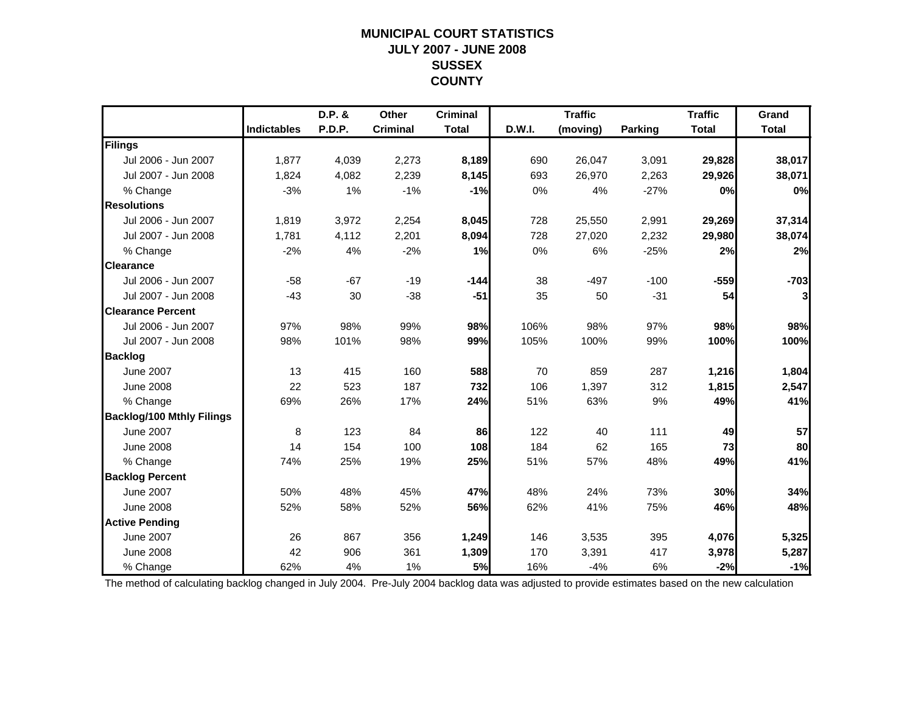# MUNICIPAL COURT STATISTICS
## JULY 2007 - JUNE 2008
## SUSSEX
## COUNTY

| | Indictables | D.P. & P.D.P. | Other Criminal | Criminal Total | D.W.I. | Traffic (moving) | Parking | Traffic Total | Grand Total |
|---|---|---|---|---|---|---|---|---|---|
| **Filings** | | | | | | | | | |
| Jul 2006 - Jun 2007 | 1,877 | 4,039 | 2,273 | **8,189** | 690 | 26,047 | 3,091 | **29,828** | **38,017** |
| Jul 2007 - Jun 2008 | 1,824 | 4,082 | 2,239 | **8,145** | 693 | 26,970 | 2,263 | **29,926** | **38,071** |
| % Change | -3% | 1% | -1% | **-1%** | 0% | 4% | -27% | **0%** | **0%** |
| **Resolutions** | | | | | | | | | |
| Jul 2006 - Jun 2007 | 1,819 | 3,972 | 2,254 | **8,045** | 728 | 25,550 | 2,991 | **29,269** | **37,314** |
| Jul 2007 - Jun 2008 | 1,781 | 4,112 | 2,201 | **8,094** | 728 | 27,020 | 2,232 | **29,980** | **38,074** |
| % Change | -2% | 4% | -2% | **1%** | 0% | 6% | -25% | **2%** | **2%** |
| **Clearance** | | | | | | | | | |
| Jul 2006 - Jun 2007 | -58 | -67 | -19 | **-144** | 38 | -497 | -100 | **-559** | **-703** |
| Jul 2007 - Jun 2008 | -43 | 30 | -38 | **-51** | 35 | 50 | -31 | **54** | **3** |
| **Clearance Percent** | | | | | | | | | |
| Jul 2006 - Jun 2007 | 97% | 98% | 99% | **98%** | 106% | 98% | 97% | **98%** | **98%** |
| Jul 2007 - Jun 2008 | 98% | 101% | 98% | **99%** | 105% | 100% | 99% | **100%** | **100%** |
| **Backlog** | | | | | | | | | |
| June 2007 | 13 | 415 | 160 | **588** | 70 | 859 | 287 | **1,216** | **1,804** |
| June 2008 | 22 | 523 | 187 | **732** | 106 | 1,397 | 312 | **1,815** | **2,547** |
| % Change | 69% | 26% | 17% | **24%** | 51% | 63% | 9% | **49%** | **41%** |
| **Backlog/100 Mthly Filings** | | | | | | | | | |
| June 2007 | 8 | 123 | 84 | **86** | 122 | 40 | 111 | **49** | **57** |
| June 2008 | 14 | 154 | 100 | **108** | 184 | 62 | 165 | **73** | **80** |
| % Change | 74% | 25% | 19% | **25%** | 51% | 57% | 48% | **49%** | **41%** |
| **Backlog Percent** | | | | | | | | | |
| June 2007 | 50% | 48% | 45% | **47%** | 48% | 24% | 73% | **30%** | **34%** |
| June 2008 | 52% | 58% | 52% | **56%** | 62% | 41% | 75% | **46%** | **48%** |
| **Active Pending** | | | | | | | | | |
| June 2007 | 26 | 867 | 356 | **1,249** | 146 | 3,535 | 395 | **4,076** | **5,325** |
| June 2008 | 42 | 906 | 361 | **1,309** | 170 | 3,391 | 417 | **3,978** | **5,287** |
| % Change | 62% | 4% | 1% | **5%** | 16% | -4% | 6% | **-2%** | **-1%** |

The method of calculating backlog changed in July 2004. Pre-July 2004 backlog data was adjusted to provide estimates based on the new calculation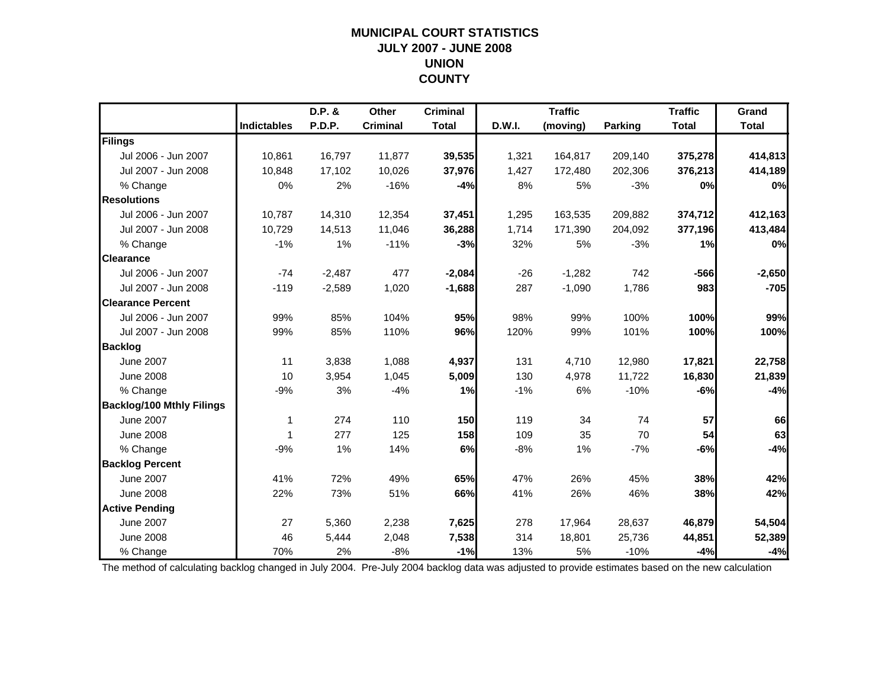# MUNICIPAL COURT STATISTICS
## JULY 2007 - JUNE 2008
## UNION
## COUNTY

| | Indictables | D.P. & P.D.P. | Other Criminal | Criminal Total | D.W.I. | Traffic (moving) | Parking | Traffic Total | Grand Total |
|---|---|---|---|---|---|---|---|---|---|
| **Filings** | | | | | | | | | |
| Jul 2006 - Jun 2007 | 10,861 | 16,797 | 11,877 | **39,535** | 1,321 | 164,817 | 209,140 | **375,278** | **414,813** |
| Jul 2007 - Jun 2008 | 10,848 | 17,102 | 10,026 | **37,976** | 1,427 | 172,480 | 202,306 | **376,213** | **414,189** |
| % Change | 0% | 2% | -16% | **-4%** | 8% | 5% | -3% | **0%** | **0%** |
| **Resolutions** | | | | | | | | | |
| Jul 2006 - Jun 2007 | 10,787 | 14,310 | 12,354 | **37,451** | 1,295 | 163,535 | 209,882 | **374,712** | **412,163** |
| Jul 2007 - Jun 2008 | 10,729 | 14,513 | 11,046 | **36,288** | 1,714 | 171,390 | 204,092 | **377,196** | **413,484** |
| % Change | -1% | 1% | -11% | **-3%** | 32% | 5% | -3% | **1%** | **0%** |
| **Clearance** | | | | | | | | | |
| Jul 2006 - Jun 2007 | -74 | -2,487 | 477 | **-2,084** | -26 | -1,282 | 742 | **-566** | **-2,650** |
| Jul 2007 - Jun 2008 | -119 | -2,589 | 1,020 | **-1,688** | 287 | -1,090 | 1,786 | **983** | **-705** |
| **Clearance Percent** | | | | | | | | | |
| Jul 2006 - Jun 2007 | 99% | 85% | 104% | **95%** | 98% | 99% | 100% | **100%** | **99%** |
| Jul 2007 - Jun 2008 | 99% | 85% | 110% | **96%** | 120% | 99% | 101% | **100%** | **100%** |
| **Backlog** | | | | | | | | | |
| June 2007 | 11 | 3,838 | 1,088 | **4,937** | 131 | 4,710 | 12,980 | **17,821** | **22,758** |
| June 2008 | 10 | 3,954 | 1,045 | **5,009** | 130 | 4,978 | 11,722 | **16,830** | **21,839** |
| % Change | -9% | 3% | -4% | **1%** | -1% | 6% | -10% | **-6%** | **-4%** |
| **Backlog/100 Mthly Filings** | | | | | | | | | |
| June 2007 | 1 | 274 | 110 | **150** | 119 | 34 | 74 | **57** | **66** |
| June 2008 | 1 | 277 | 125 | **158** | 109 | 35 | 70 | **54** | **63** |
| % Change | -9% | 1% | 14% | **6%** | -8% | 1% | -7% | **-6%** | **-4%** |
| **Backlog Percent** | | | | | | | | | |
| June 2007 | 41% | 72% | 49% | **65%** | 47% | 26% | 45% | **38%** | **42%** |
| June 2008 | 22% | 73% | 51% | **66%** | 41% | 26% | 46% | **38%** | **42%** |
| **Active Pending** | | | | | | | | | |
| June 2007 | 27 | 5,360 | 2,238 | **7,625** | 278 | 17,964 | 28,637 | **46,879** | **54,504** |
| June 2008 | 46 | 5,444 | 2,048 | **7,538** | 314 | 18,801 | 25,736 | **44,851** | **52,389** |
| % Change | 70% | 2% | -8% | **-1%** | 13% | 5% | -10% | **-4%** | **-4%** |

The method of calculating backlog changed in July 2004. Pre-July 2004 backlog data was adjusted to provide estimates based on the new calculation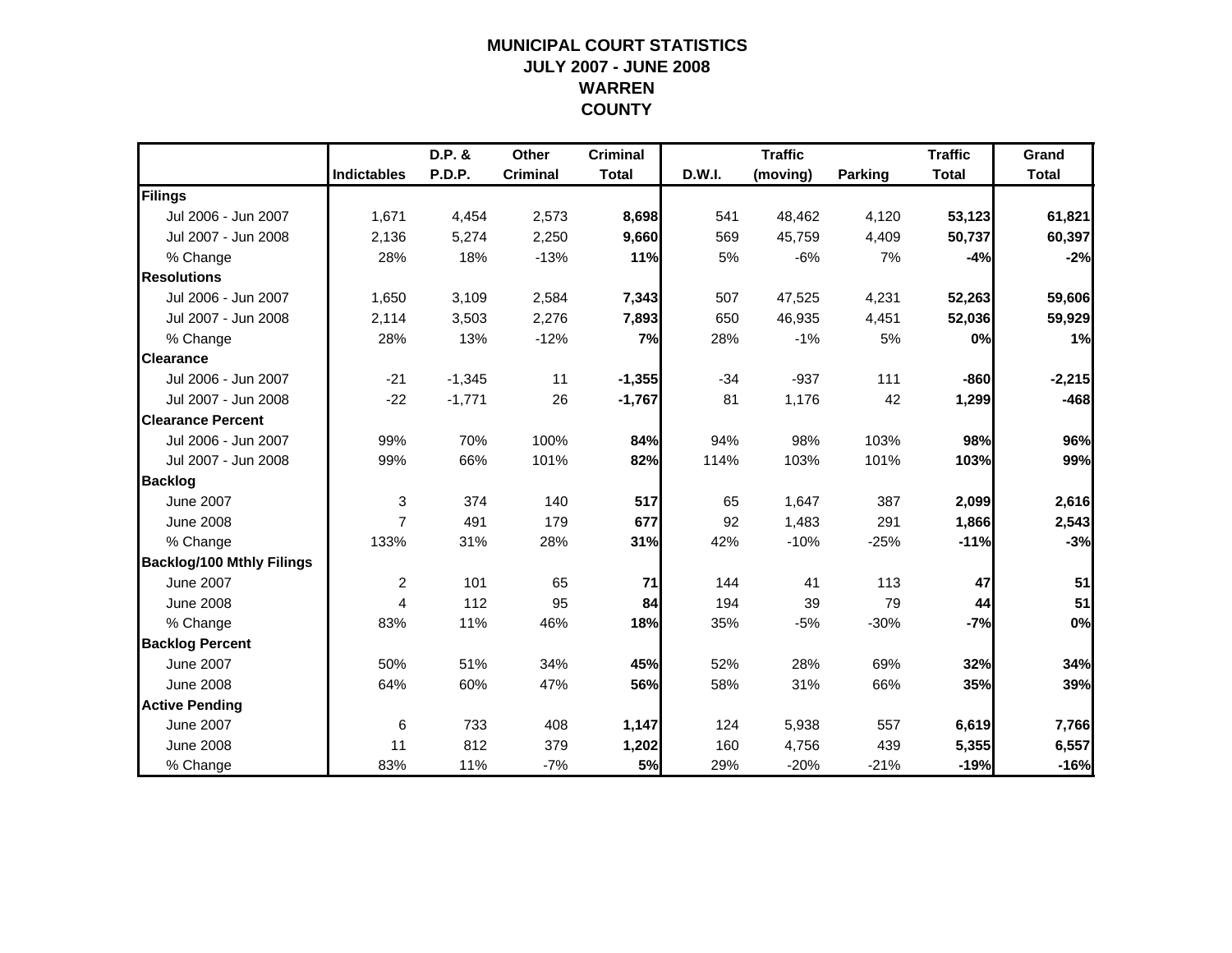# MUNICIPAL COURT STATISTICS
# JULY 2007 - JUNE 2008
# WARREN
# COUNTY

| | Indictables | D.P. & P.D.P. | Other Criminal | Criminal Total | D.W.I. | Traffic (moving) | Parking | Traffic Total | Grand Total |
|---|---|---|---|---|---|---|---|---|---|
| **Filings** | | | | | | | | | |
| Jul 2006 - Jun 2007 | 1,671 | 4,454 | 2,573 | **8,698** | 541 | 48,462 | 4,120 | **53,123** | **61,821** |
| Jul 2007 - Jun 2008 | 2,136 | 5,274 | 2,250 | **9,660** | 569 | 45,759 | 4,409 | **50,737** | **60,397** |
| % Change | 28% | 18% | -13% | **11%** | 5% | -6% | 7% | **-4%** | **-2%** |
| **Resolutions** | | | | | | | | | |
| Jul 2006 - Jun 2007 | 1,650 | 3,109 | 2,584 | **7,343** | 507 | 47,525 | 4,231 | **52,263** | **59,606** |
| Jul 2007 - Jun 2008 | 2,114 | 3,503 | 2,276 | **7,893** | 650 | 46,935 | 4,451 | **52,036** | **59,929** |
| % Change | 28% | 13% | -12% | **7%** | 28% | -1% | 5% | **0%** | **1%** |
| **Clearance** | | | | | | | | | |
| Jul 2006 - Jun 2007 | -21 | -1,345 | 11 | **-1,355** | -34 | -937 | 111 | **-860** | **-2,215** |
| Jul 2007 - Jun 2008 | -22 | -1,771 | 26 | **-1,767** | 81 | 1,176 | 42 | **1,299** | **-468** |
| **Clearance Percent** | | | | | | | | | |
| Jul 2006 - Jun 2007 | 99% | 70% | 100% | **84%** | 94% | 98% | 103% | **98%** | **96%** |
| Jul 2007 - Jun 2008 | 99% | 66% | 101% | **82%** | 114% | 103% | 101% | **103%** | **99%** |
| **Backlog** | | | | | | | | | |
| June 2007 | 3 | 374 | 140 | **517** | 65 | 1,647 | 387 | **2,099** | **2,616** |
| June 2008 | 7 | 491 | 179 | **677** | 92 | 1,483 | 291 | **1,866** | **2,543** |
| % Change | 133% | 31% | 28% | **31%** | 42% | -10% | -25% | **-11%** | **-3%** |
| **Backlog/100 Mthly Filings** | | | | | | | | | |
| June 2007 | 2 | 101 | 65 | **71** | 144 | 41 | 113 | **47** | **51** |
| June 2008 | 4 | 112 | 95 | **84** | 194 | 39 | 79 | **44** | **51** |
| % Change | 83% | 11% | 46% | **18%** | 35% | -5% | -30% | **-7%** | **0%** |
| **Backlog Percent** | | | | | | | | | |
| June 2007 | 50% | 51% | 34% | **45%** | 52% | 28% | 69% | **32%** | **34%** |
| June 2008 | 64% | 60% | 47% | **56%** | 58% | 31% | 66% | **35%** | **39%** |
| **Active Pending** | | | | | | | | | |
| June 2007 | 6 | 733 | 408 | **1,147** | 124 | 5,938 | 557 | **6,619** | **7,766** |
| June 2008 | 11 | 812 | 379 | **1,202** | 160 | 4,756 | 439 | **5,355** | **6,557** |
| % Change | 83% | 11% | -7% | **5%** | 29% | -20% | -21% | **-19%** | **-16%** |